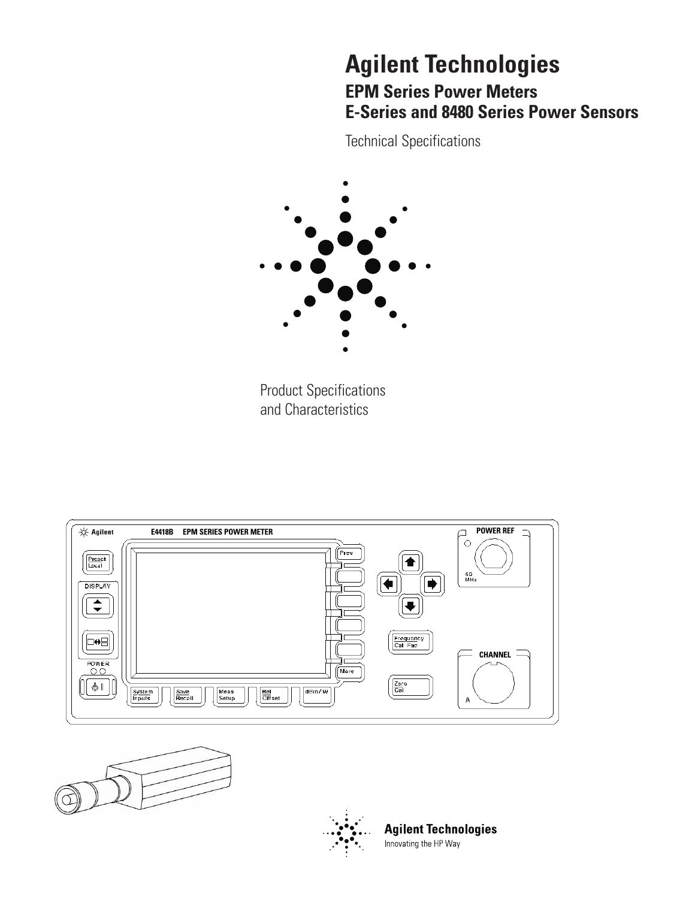# Agilent Technologies

## EPM Series Power Meters
## E-Series and 8480 Series Power Sensors

Technical Specifications

Product Specifications
and Characteristics

Agilent Technologies
Innovating the HP Way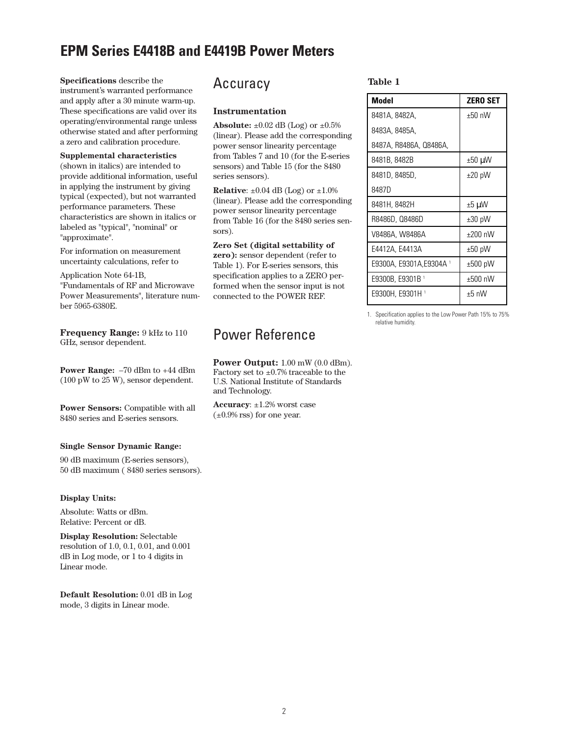# EPM Series E4418B and E4419B Power Meters

**Specifications** describe the instrument's warranted performance and apply after a 30 minute warm-up. These specifications are valid over its operating/environmental range unless otherwise stated and after performing a zero and calibration procedure.

**Supplemental characteristics** (shown in italics) are intended to provide additional information, useful in applying the instrument by giving typical (expected), but not warranted performance parameters. These characteristics are shown in italics or labeled as "typical", "nominal" or "approximate".

For information on measurement uncertainty calculations, refer to

Application Note 64-1B, "Fundamentals of RF and Microwave Power Measurements", literature number 5965-6380E.

**Frequency Range:** 9 kHz to 110 GHz, sensor dependent.

**Power Range:** –70 dBm to +44 dBm (100 pW to 25 W), sensor dependent.

**Power Sensors:** Compatible with all 8480 series and E-series sensors.

**Single Sensor Dynamic Range:**

90 dB maximum (E-series sensors),
50 dB maximum ( 8480 series sensors).

**Display Units:**

Absolute: Watts or dBm.
Relative: Percent or dB.

**Display Resolution:** Selectable resolution of 1.0, 0.1, 0.01, and 0.001 dB in Log mode, or 1 to 4 digits in Linear mode.

**Default Resolution:** 0.01 dB in Log mode, 3 digits in Linear mode.

## Accuracy

### Instrumentation

**Absolute:** ±0.02 dB (Log) or ±0.5% (linear). Please add the corresponding power sensor linearity percentage from Tables 7 and 10 (for the E-series sensors) and Table 15 (for the 8480 series sensors).

**Relative**: ±0.04 dB (Log) or ±1.0% (linear). Please add the corresponding power sensor linearity percentage from Table 16 (for the 8480 series sensors).

**Zero Set (digital settability of zero):** sensor dependent (refer to Table 1). For E-series sensors, this specification applies to a ZERO performed when the sensor input is not connected to the POWER REF.

## Power Reference

**Power Output:** 1.00 mW (0.0 dBm). Factory set to ±0.7% traceable to the U.S. National Institute of Standards and Technology.

**Accuracy**: ±1.2% worst case (±0.9% rss) for one year.

**Table 1**

| Model | ZERO SET |
|---|---|
| 8481A, 8482A, 8483A, 8485A, 8487A, R8486A, Q8486A, | ±50 nW |
| 8481B, 8482B | ±50 µW |
| 8481D, 8485D, 8487D | ±20 pW |
| 8481H, 8482H | ±5 µW |
| R8486D, Q8486D | ±30 pW |
| V8486A, W8486A | ±200 nW |
| E4412A, E4413A | ±50 pW |
| E9300A, E9301A,E9304A [1] | ±500 pW |
| E9300B, E9301B [1] | ±500 nW |
| E9300H, E9301H [1] | ±5 nW |

1. Specification applies to the Low Power Path 15% to 75% relative humidity.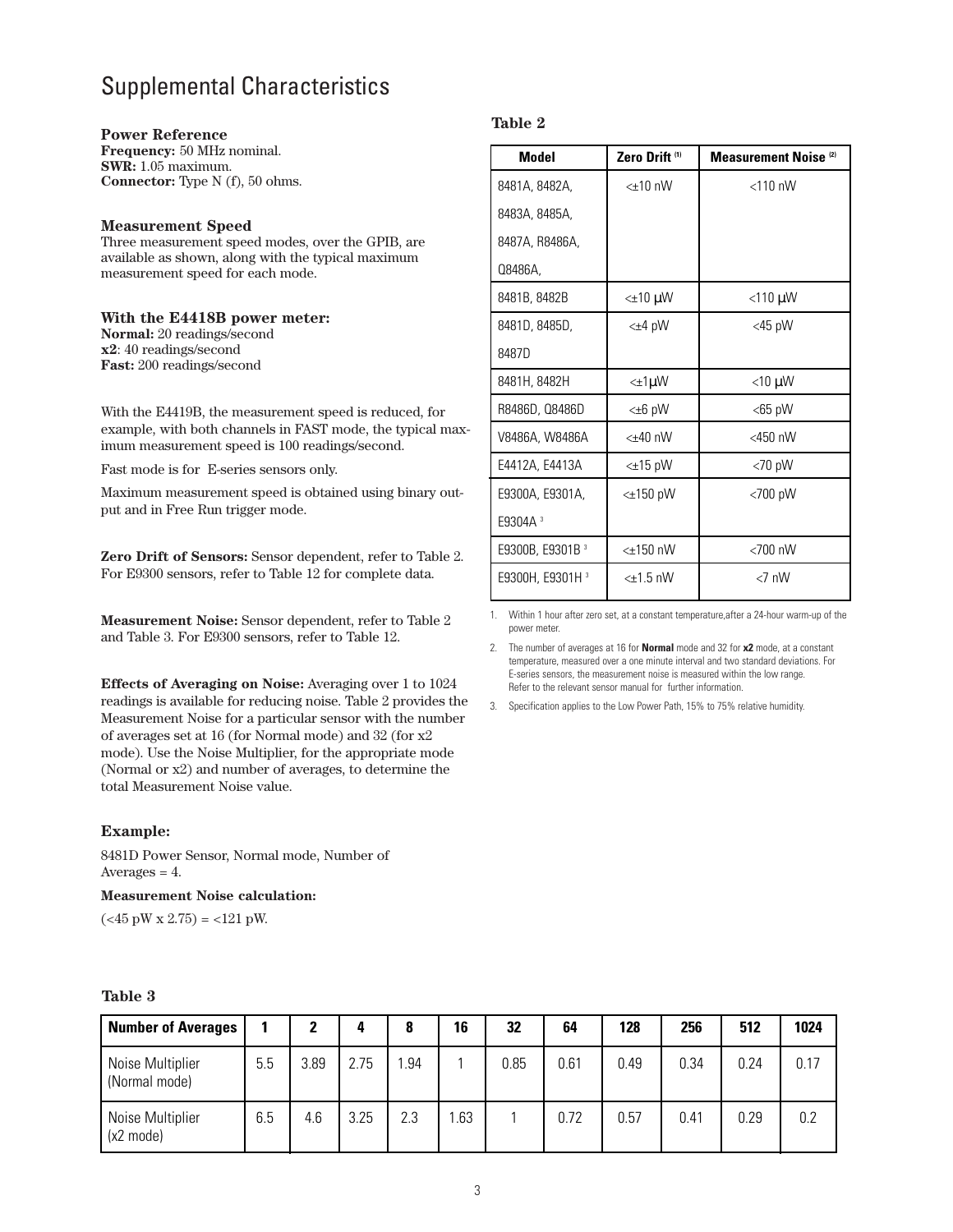# Supplemental Characteristics

**Power Reference**
**Frequency:** 50 MHz nominal.
**SWR:** 1.05 maximum.
**Connector:** Type N (f), 50 ohms.

**Measurement Speed**
Three measurement speed modes, over the GPIB, are available as shown, along with the typical maximum measurement speed for each mode.

**With the E4418B power meter:**
**Normal:** 20 readings/second
**x2**: 40 readings/second
**Fast:** 200 readings/second

With the E4419B, the measurement speed is reduced, for example, with both channels in FAST mode, the typical maximum measurement speed is 100 readings/second.

Fast mode is for E-series sensors only.

Maximum measurement speed is obtained using binary output and in Free Run trigger mode.

**Zero Drift of Sensors:** Sensor dependent, refer to Table 2. For E9300 sensors, refer to Table 12 for complete data.

**Measurement Noise:** Sensor dependent, refer to Table 2 and Table 3. For E9300 sensors, refer to Table 12.

**Effects of Averaging on Noise:** Averaging over 1 to 1024 readings is available for reducing noise. Table 2 provides the Measurement Noise for a particular sensor with the number of averages set at 16 (for Normal mode) and 32 (for x2 mode). Use the Noise Multiplier, for the appropriate mode (Normal or x2) and number of averages, to determine the total Measurement Noise value.

**Example:**

8481D Power Sensor, Normal mode, Number of Averages = 4.

**Measurement Noise calculation:**

(<45 pW x 2.75) = <121 pW.

**Table 2**

| Model | Zero Drift [1] | Measurement Noise [2] |
|---|---|---|
| 8481A, 8482A, 8483A, 8485A, 8487A, R8486A, Q8486A, | <±10 nW | <110 nW |
| 8481B, 8482B | <±10 µW | <110 µW |
| 8481D, 8485D, 8487D | <±4 pW | <45 pW |
| 8481H, 8482H | <±1µW | <10 µW |
| R8486D, Q8486D | <±6 pW | <65 pW |
| V8486A, W8486A | <±40 nW | <450 nW |
| E4412A, E4413A | <±15 pW | <70 pW |
| E9300A, E9301A, E9304A [3] | <±150 pW | <700 pW |
| E9300B, E9301B [3] | <±150 nW | <700 nW |
| E9300H, E9301H [3] | <±1.5 nW | <7 nW |

1. Within 1 hour after zero set, at a constant temperature,after a 24-hour warm-up of the power meter.
2. The number of averages at 16 for **Normal** mode and 32 for **x2** mode, at a constant temperature, measured over a one minute interval and two standard deviations. For E-series sensors, the measurement noise is measured within the low range. Refer to the relevant sensor manual for further information.
3. Specification applies to the Low Power Path, 15% to 75% relative humidity.

**Table 3**

| Number of Averages | 1 | 2 | 4 | 8 | 16 | 32 | 64 | 128 | 256 | 512 | 1024 |
|---|---|---|---|---|---|---|---|---|---|---|---|
| Noise Multiplier (Normal mode) | 5.5 | 3.89 | 2.75 | 1.94 | 1 | 0.85 | 0.61 | 0.49 | 0.34 | 0.24 | 0.17 |
| Noise Multiplier (x2 mode) | 6.5 | 4.6 | 3.25 | 2.3 | 1.63 | 1 | 0.72 | 0.57 | 0.41 | 0.29 | 0.2 |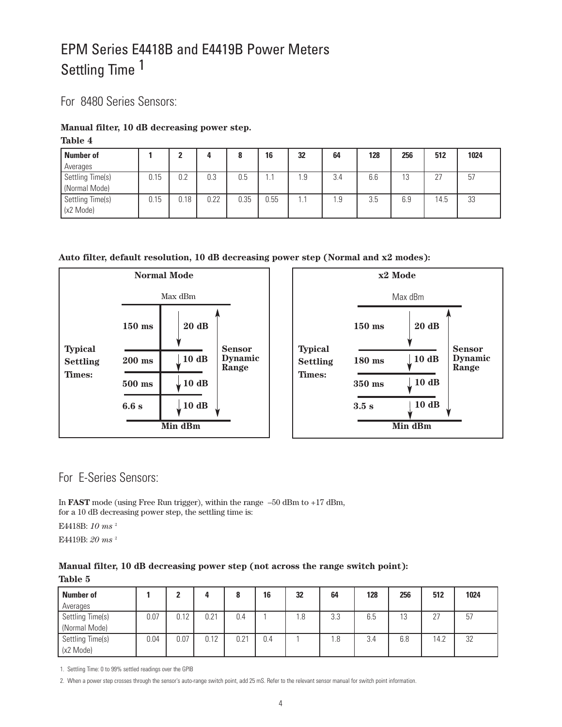# EPM Series E4418B and E4419B Power Meters Settling Time [1]

## For 8480 Series Sensors:

**Manual filter, 10 dB decreasing power step.**

**Table 4**

| Number of Averages | 1 | 2 | 4 | 8 | 16 | 32 | 64 | 128 | 256 | 512 | 1024 |
|---|---|---|---|---|---|---|---|---|---|---|---|
| Settling Time(s) (Normal Mode) | 0.15 | 0.2 | 0.3 | 0.5 | 1.1 | 1.9 | 3.4 | 6.6 | 13 | 27 | 57 |
| Settling Time(s) (x2 Mode) | 0.15 | 0.18 | 0.22 | 0.35 | 0.55 | 1.1 | 1.9 | 3.5 | 6.9 | 14.5 | 33 |

**Auto filter, default resolution, 10 dB decreasing power step (Normal and x2 modes):**

**Normal Mode**

Max dBm

**Typical Settling Times:**

| Typical Settling Time | Power Step |
|---|---|
| **150 ms** | **20 dB** |
| **200 ms** | **10 dB** |
| **500 ms** | **10 dB** |
| **6.6 s** | **10 dB** |

**Min dBm**

**Sensor Dynamic Range**

**x2 Mode**

Max dBm

**Typical Settling Times:**

| Typical Settling Time | Power Step |
|---|---|
| **150 ms** | **20 dB** |
| **180 ms** | **10 dB** |
| **350 ms** | **10 dB** |
| **3.5 s** | **10 dB** |

**Min dBm**

**Sensor Dynamic Range**

## For E-Series Sensors:

In **FAST** mode (using Free Run trigger), within the range –50 dBm to +17 dBm, for a 10 dB decreasing power step, the settling time is:

E4418B: *10 ms* [2]

E4419B: *20 ms* [2]

**Manual filter, 10 dB decreasing power step (not across the range switch point):**

**Table 5**

| Number of Averages | 1 | 2 | 4 | 8 | 16 | 32 | 64 | 128 | 256 | 512 | 1024 |
|---|---|---|---|---|---|---|---|---|---|---|---|
| Settling Time(s) (Normal Mode) | 0.07 | 0.12 | 0.21 | 0.4 | 1 | 1.8 | 3.3 | 6.5 | 13 | 27 | 57 |
| Settling Time(s) (x2 Mode) | 0.04 | 0.07 | 0.12 | 0.21 | 0.4 | 1 | 1.8 | 3.4 | 6.8 | 14.2 | 32 |

1. Settling Time: 0 to 99% settled readings over the GPIB

2. When a power step crosses through the sensor's auto-range switch point, add 25 mS. Refer to the relevant sensor manual for switch point information.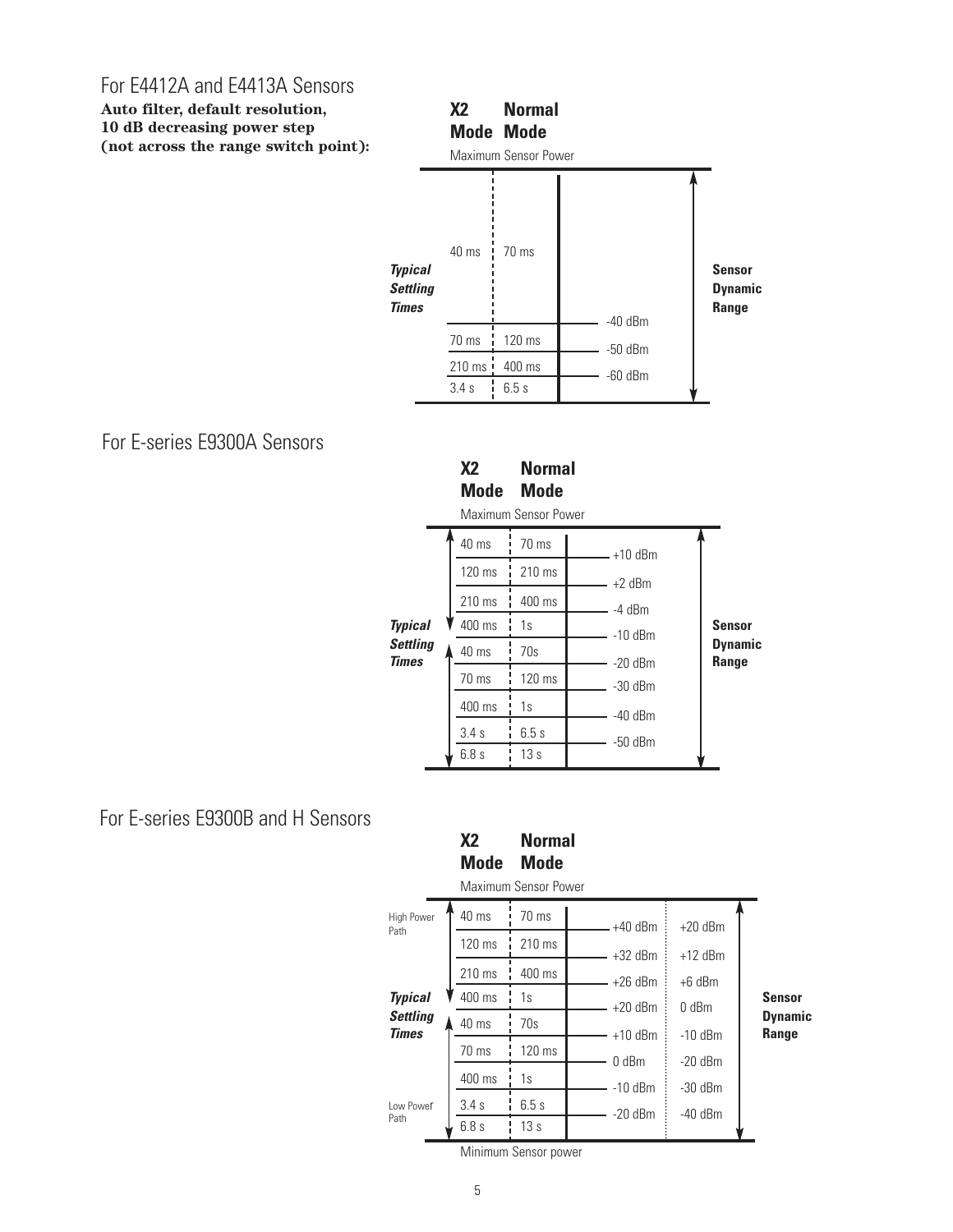## For E4412A and E4413A Sensors

**Auto filter, default resolution, 10 dB decreasing power step (not across the range switch point):**

Maximum Sensor Power

| X2 Mode | Normal Mode | Power level |
|---|---|---|
| 40 ms | 70 ms | |
| | | -40 dBm |
| 70 ms | 120 ms | -50 dBm |
| 210 ms | 400 ms | -60 dBm |
| 3.4 s | 6.5 s | |

*Typical Settling Times* — **Sensor Dynamic Range**

## For E-series E9300A Sensors

Maximum Sensor Power

| X2 Mode | Normal Mode | Power level |
|---|---|---|
| 40 ms | 70 ms | +10 dBm |
| 120 ms | 210 ms | +2 dBm |
| 210 ms | 400 ms | -4 dBm |
| 400 ms | 1s | -10 dBm |
| 40 ms | 70s | -20 dBm |
| 70 ms | 120 ms | -30 dBm |
| 400 ms | 1s | -40 dBm |
| 3.4 s | 6.5 s | -50 dBm |
| 6.8 s | 13 s | |

*Typical Settling Times* — **Sensor Dynamic Range**

## For E-series E9300B and H Sensors

Maximum Sensor Power

| Path | X2 Mode | Normal Mode | Power level | Power level |
|---|---|---|---|---|
| High Power Path | 40 ms | 70 ms | +40 dBm | +20 dBm |
| | 120 ms | 210 ms | +32 dBm | +12 dBm |
| | 210 ms | 400 ms | +26 dBm | +6 dBm |
| | 400 ms | 1s | +20 dBm | 0 dBm |
| | 40 ms | 70s | +10 dBm | -10 dBm |
| | 70 ms | 120 ms | 0 dBm | -20 dBm |
| | 400 ms | 1s | -10 dBm | -30 dBm |
| Low Power Path | 3.4 s | 6.5 s | -20 dBm | -40 dBm |
| | 6.8 s | 13 s | | |

Minimum Sensor power

*Typical Settling Times* — **Sensor Dynamic Range**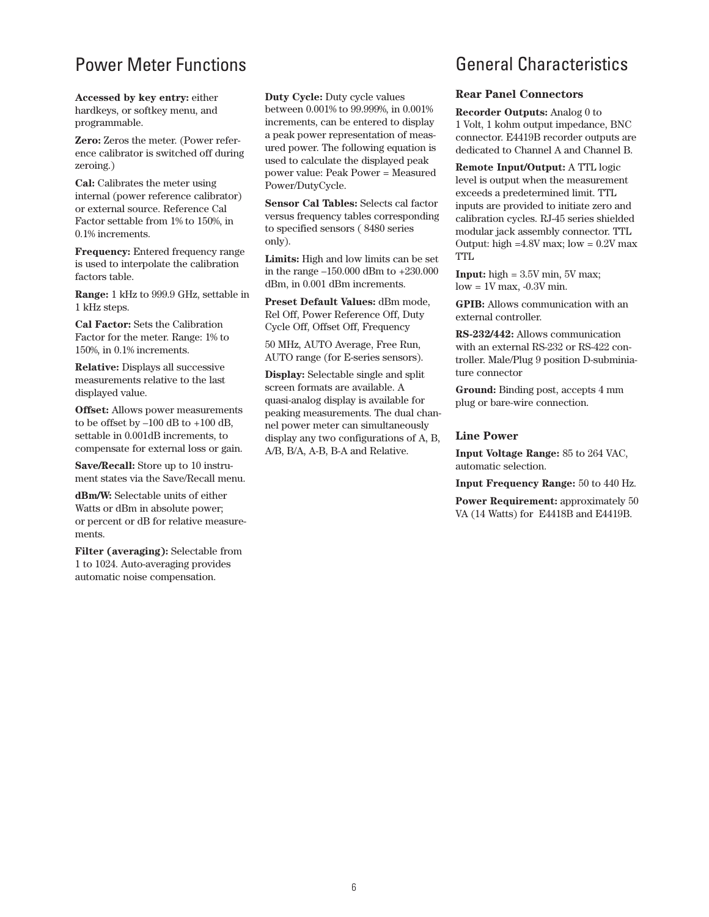## Power Meter Functions

**Accessed by key entry:** either hardkeys, or softkey menu, and programmable.

**Zero:** Zeros the meter. (Power reference calibrator is switched off during zeroing.)

**Cal:** Calibrates the meter using internal (power reference calibrator) or external source. Reference Cal Factor settable from 1% to 150%, in 0.1% increments.

**Frequency:** Entered frequency range is used to interpolate the calibration factors table.

**Range:** 1 kHz to 999.9 GHz, settable in 1 kHz steps.

**Cal Factor:** Sets the Calibration Factor for the meter. Range: 1% to 150%, in 0.1% increments.

**Relative:** Displays all successive measurements relative to the last displayed value.

**Offset:** Allows power measurements to be offset by –100 dB to +100 dB, settable in 0.001dB increments, to compensate for external loss or gain.

**Save/Recall:** Store up to 10 instrument states via the Save/Recall menu.

**dBm/W:** Selectable units of either Watts or dBm in absolute power; or percent or dB for relative measurements.

**Filter (averaging):** Selectable from 1 to 1024. Auto-averaging provides automatic noise compensation.

**Duty Cycle:** Duty cycle values between 0.001% to 99.999%, in 0.001% increments, can be entered to display a peak power representation of measured power. The following equation is used to calculate the displayed peak power value: Peak Power = Measured Power/DutyCycle.

**Sensor Cal Tables:** Selects cal factor versus frequency tables corresponding to specified sensors ( 8480 series only).

**Limits:** High and low limits can be set in the range –150.000 dBm to +230.000 dBm, in 0.001 dBm increments.

**Preset Default Values:** dBm mode, Rel Off, Power Reference Off, Duty Cycle Off, Offset Off, Frequency

50 MHz, AUTO Average, Free Run, AUTO range (for E-series sensors).

**Display:** Selectable single and split screen formats are available. A quasi-analog display is available for peaking measurements. The dual channel power meter can simultaneously display any two configurations of A, B, A/B, B/A, A-B, B-A and Relative.

## General Characteristics

### Rear Panel Connectors

**Recorder Outputs:** Analog 0 to 1 Volt, 1 kohm output impedance, BNC connector. E4419B recorder outputs are dedicated to Channel A and Channel B.

**Remote Input/Output:** A TTL logic level is output when the measurement exceeds a predetermined limit. TTL inputs are provided to initiate zero and calibration cycles. RJ-45 series shielded modular jack assembly connector. TTL Output: high =4.8V max; low = 0.2V max TTL

**Input:** high = 3.5V min, 5V max; low = 1V max, -0.3V min.

**GPIB:** Allows communication with an external controller.

**RS-232/442:** Allows communication with an external RS-232 or RS-422 controller. Male/Plug 9 position D-subminiature connector

**Ground:** Binding post, accepts 4 mm plug or bare-wire connection.

### Line Power

**Input Voltage Range:** 85 to 264 VAC, automatic selection.

**Input Frequency Range:** 50 to 440 Hz.

**Power Requirement:** approximately 50 VA (14 Watts) for E4418B and E4419B.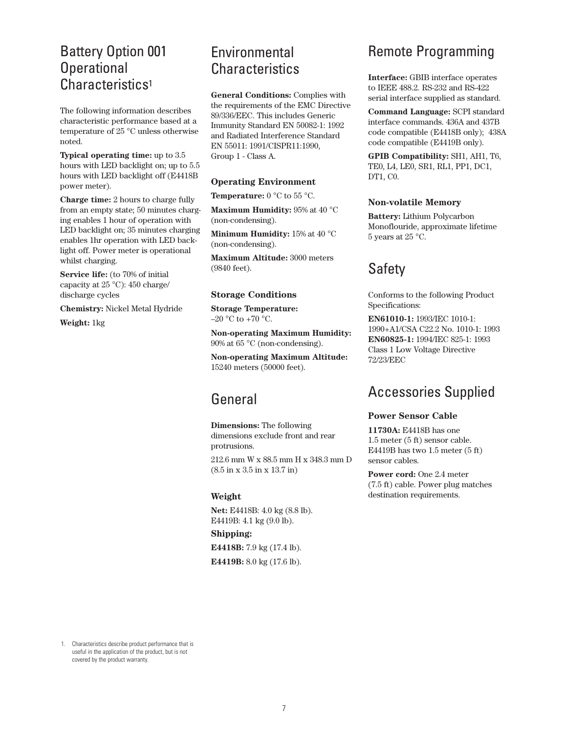## Battery Option 001 Operational Characteristics[1]

The following information describes characteristic performance based at a temperature of 25 °C unless otherwise noted.

**Typical operating time:** up to 3.5 hours with LED backlight on; up to 5.5 hours with LED backlight off (E4418B power meter).

**Charge time:** 2 hours to charge fully from an empty state; 50 minutes charging enables 1 hour of operation with LED backlight on; 35 minutes charging enables 1hr operation with LED backlight off. Power meter is operational whilst charging.

**Service life:** (to 70% of initial capacity at 25 °C): 450 charge/discharge cycles

**Chemistry:** Nickel Metal Hydride

**Weight:** 1kg

## Environmental Characteristics

**General Conditions:** Complies with the requirements of the EMC Directive 89/336/EEC. This includes Generic Immunity Standard EN 50082-1: 1992 and Radiated Interference Standard EN 55011: 1991/CISPR11:1990, Group 1 - Class A.

### Operating Environment

**Temperature:** 0 °C to 55 °C.

**Maximum Humidity:** 95% at 40 °C (non-condensing).

**Minimum Humidity:** 15% at 40 °C (non-condensing).

**Maximum Altitude:** 3000 meters (9840 feet).

### Storage Conditions

**Storage Temperature:** –20 °C to +70 °C.

**Non-operating Maximum Humidity:** 90% at 65 °C (non-condensing).

**Non-operating Maximum Altitude:** 15240 meters (50000 feet).

## General

**Dimensions:** The following dimensions exclude front and rear protrusions.

212.6 mm W x 88.5 mm H x 348.3 mm D (8.5 in x 3.5 in x 13.7 in)

### Weight

**Net:** E4418B: 4.0 kg (8.8 lb). E4419B: 4.1 kg (9.0 lb).

**Shipping:**

**E4418B:** 7.9 kg (17.4 lb).

**E4419B:** 8.0 kg (17.6 lb).

## Remote Programming

**Interface:** GBIB interface operates to IEEE 488.2. RS-232 and RS-422 serial interface supplied as standard.

**Command Language:** SCPI standard interface commands. 436A and 437B code compatible (E4418B only); 438A code compatible (E4419B only).

**GPIB Compatibility:** SH1, AH1, T6, TE0, L4, LE0, SR1, RL1, PP1, DC1, DT1, C0.

### Non-volatile Memory

**Battery:** Lithium Polycarbon Monoflouride, approximate lifetime 5 years at 25 °C.

## Safety

Conforms to the following Product Specifications:

**EN61010-1:** 1993/IEC 1010-1: 1990+A1/CSA C22.2 No. 1010-1: 1993
**EN60825-1:** 1994/IEC 825-1: 1993 Class 1 Low Voltage Directive 72/23/EEC

## Accessories Supplied

### Power Sensor Cable

**11730A:** E4418B has one 1.5 meter (5 ft) sensor cable. E4419B has two 1.5 meter (5 ft) sensor cables.

**Power cord:** One 2.4 meter (7.5 ft) cable. Power plug matches destination requirements.

1. Characteristics describe product performance that is useful in the application of the product, but is not covered by the product warranty.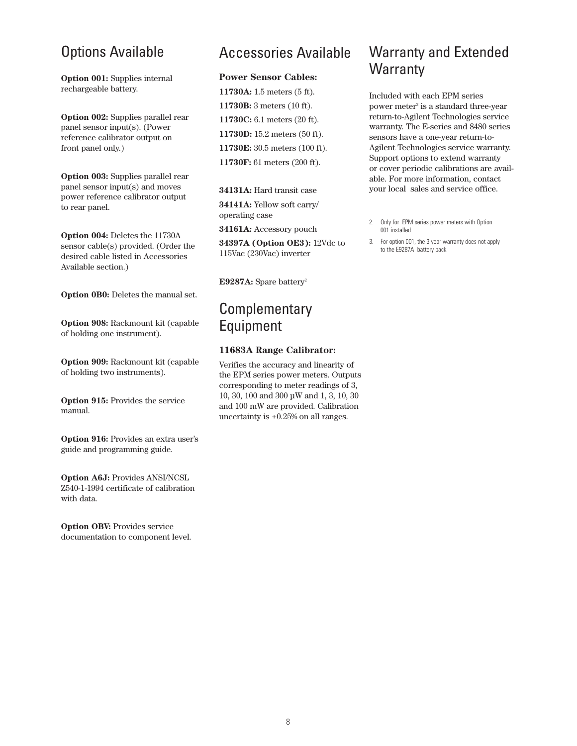## Options Available

**Option 001:** Supplies internal rechargeable battery.

**Option 002:** Supplies parallel rear panel sensor input(s). (Power reference calibrator output on front panel only.)

**Option 003:** Supplies parallel rear panel sensor input(s) and moves power reference calibrator output to rear panel.

**Option 004:** Deletes the 11730A sensor cable(s) provided. (Order the desired cable listed in Accessories Available section.)

**Option 0B0:** Deletes the manual set.

**Option 908:** Rackmount kit (capable of holding one instrument).

**Option 909:** Rackmount kit (capable of holding two instruments).

**Option 915:** Provides the service manual.

**Option 916:** Provides an extra user's guide and programming guide.

**Option A6J:** Provides ANSI/NCSL Z540-1-1994 certificate of calibration with data.

**Option OBV:** Provides service documentation to component level.

## Accessories Available

**Power Sensor Cables:**

**11730A:** 1.5 meters (5 ft).

**11730B:** 3 meters (10 ft).

**11730C:** 6.1 meters (20 ft).

**11730D:** 15.2 meters (50 ft).

**11730E:** 30.5 meters (100 ft).

**11730F:** 61 meters (200 ft).

**34131A:** Hard transit case

**34141A:** Yellow soft carry/ operating case

**34161A:** Accessory pouch

**34397A (Option OE3):** 12Vdc to 115Vac (230Vac) inverter

**E9287A:** Spare battery[2]

## Complementary Equipment

### 11683A Range Calibrator:

Verifies the accuracy and linearity of the EPM series power meters. Outputs corresponding to meter readings of 3, 10, 30, 100 and 300 µW and 1, 3, 10, 30 and 100 mW are provided. Calibration uncertainty is ±0.25% on all ranges.

## Warranty and Extended Warranty

Included with each EPM series power meter[3] is a standard three-year return-to-Agilent Technologies service warranty. The E-series and 8480 series sensors have a one-year return-to-Agilent Technologies service warranty. Support options to extend warranty or cover periodic calibrations are available. For more information, contact your local sales and service office.

2. Only for EPM series power meters with Option 001 installed.
3. For option 001, the 3 year warranty does not apply to the E9287A battery pack.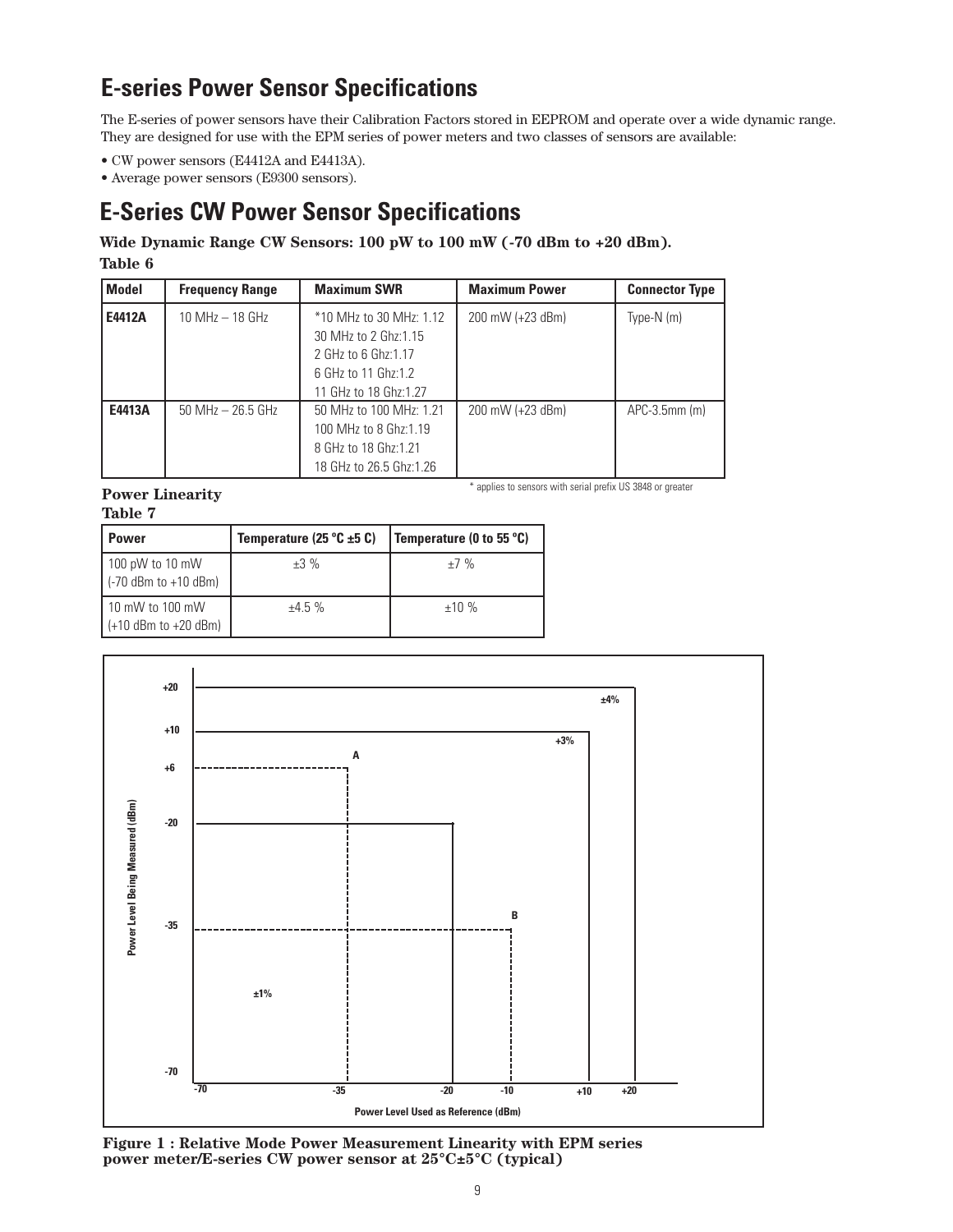# E-series Power Sensor Specifications

The E-series of power sensors have their Calibration Factors stored in EEPROM and operate over a wide dynamic range. They are designed for use with the EPM series of power meters and two classes of sensors are available:

- CW power sensors (E4412A and E4413A).
- Average power sensors (E9300 sensors).

# E-Series CW Power Sensor Specifications

**Wide Dynamic Range CW Sensors: 100 pW to 100 mW (-70 dBm to +20 dBm).**

**Table 6**

| Model | Frequency Range | Maximum SWR | Maximum Power | Connector Type |
|---|---|---|---|---|
| **E4412A** | 10 MHz – 18 GHz | *10 MHz to 30 MHz: 1.12<br>30 MHz to 2 Ghz:1.15<br>2 GHz to 6 Ghz:1.17<br>6 GHz to 11 Ghz:1.2<br>11 GHz to 18 Ghz:1.27 | 200 mW (+23 dBm) | Type-N (m) |
| **E4413A** | 50 MHz – 26.5 GHz | 50 MHz to 100 MHz: 1.21<br>100 MHz to 8 Ghz:1.19<br>8 GHz to 18 Ghz:1.21<br>18 GHz to 26.5 Ghz:1.26 | 200 mW (+23 dBm) | APC-3.5mm (m) |

* applies to sensors with serial prefix US 3848 or greater

**Power Linearity**

**Table 7**

| Power | Temperature (25 °C ±5 C) | Temperature (0 to 55 °C) |
|---|---|---|
| 100 pW to 10 mW<br>(-70 dBm to +10 dBm) | ±3 % | ±7 % |
| 10 mW to 100 mW<br>(+10 dBm to +20 dBm) | ±4.5 % | ±10 % |

**Figure 1 : Relative Mode Power Measurement Linearity with EPM series power meter/E-series CW power sensor at 25°C±5°C (typical)**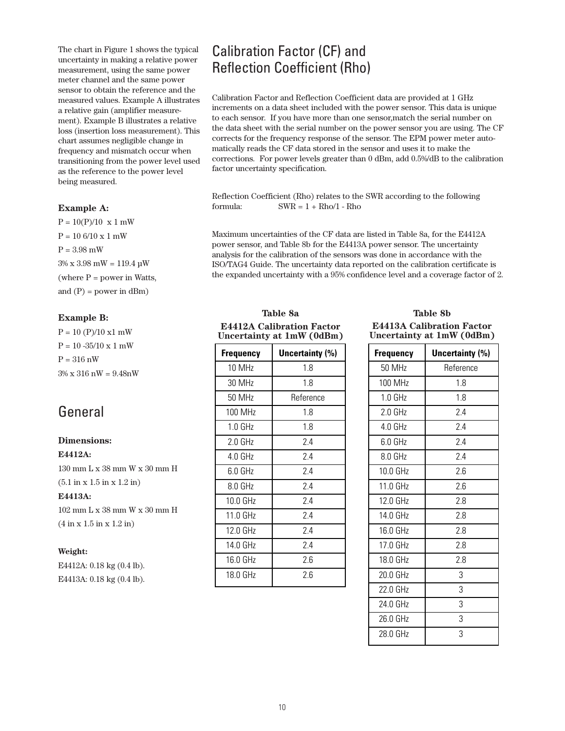The chart in Figure 1 shows the typical uncertainty in making a relative power measurement, using the same power meter channel and the same power sensor to obtain the reference and the measured values. Example A illustrates a relative gain (amplifier measurement). Example B illustrates a relative loss (insertion loss measurement). This chart assumes negligible change in frequency and mismatch occur when transitioning from the power level used as the reference to the power level being measured.

**Example A:**

P = 10(P)/10 x 1 mW

P = 10 6/10 x 1 mW

P = 3.98 mW

3% x 3.98 mW = 119.4 µW

(where P = power in Watts,

and (P) = power in dBm)

**Example B:**

P = 10 (P)/10 x1 mW

P = 10 -35/10 x 1 mW

P = 316 nW

3% x 316 nW = 9.48nW

# General

**Dimensions:**

**E4412A:**

130 mm L x 38 mm W x 30 mm H

(5.1 in x 1.5 in x 1.2 in)

**E4413A:**

102 mm L x 38 mm W x 30 mm H

(4 in x 1.5 in x 1.2 in)

**Weight:**

E4412A: 0.18 kg (0.4 lb).

E4413A: 0.18 kg (0.4 lb).

# Calibration Factor (CF) and Reflection Coefficient (Rho)

Calibration Factor and Reflection Coefficient data are provided at 1 GHz increments on a data sheet included with the power sensor. This data is unique to each sensor. If you have more than one sensor,match the serial number on the data sheet with the serial number on the power sensor you are using. The CF corrects for the frequency response of the sensor. The EPM power meter automatically reads the CF data stored in the sensor and uses it to make the corrections. For power levels greater than 0 dBm, add 0.5%/dB to the calibration factor uncertainty specification.

Reflection Coefficient (Rho) relates to the SWR according to the following formula: SWR = 1 + Rho/1 - Rho

Maximum uncertainties of the CF data are listed in Table 8a, for the E4412A power sensor, and Table 8b for the E4413A power sensor. The uncertainty analysis for the calibration of the sensors was done in accordance with the ISO/TAG4 Guide. The uncertainty data reported on the calibration certificate is the expanded uncertainty with a 95% confidence level and a coverage factor of 2.

**Table 8a**
**E4412A Calibration Factor Uncertainty at 1mW (0dBm)**

| Frequency | Uncertainty (%) |
|---|---|
| 10 MHz | 1.8 |
| 30 MHz | 1.8 |
| 50 MHz | Reference |
| 100 MHz | 1.8 |
| 1.0 GHz | 1.8 |
| 2.0 GHz | 2.4 |
| 4.0 GHz | 2.4 |
| 6.0 GHz | 2.4 |
| 8.0 GHz | 2.4 |
| 10.0 GHz | 2.4 |
| 11.0 GHz | 2.4 |
| 12.0 GHz | 2.4 |
| 14.0 GHz | 2.4 |
| 16.0 GHz | 2.6 |
| 18.0 GHz | 2.6 |

**Table 8b**
**E4413A Calibration Factor Uncertainty at 1mW (0dBm)**

| Frequency | Uncertainty (%) |
|---|---|
| 50 MHz | Reference |
| 100 MHz | 1.8 |
| 1.0 GHz | 1.8 |
| 2.0 GHz | 2.4 |
| 4.0 GHz | 2.4 |
| 6.0 GHz | 2.4 |
| 8.0 GHz | 2.4 |
| 10.0 GHz | 2.6 |
| 11.0 GHz | 2.6 |
| 12.0 GHz | 2.8 |
| 14.0 GHz | 2.8 |
| 16.0 GHz | 2.8 |
| 17.0 GHz | 2.8 |
| 18.0 GHz | 2.8 |
| 20.0 GHz | 3 |
| 22.0 GHz | 3 |
| 24.0 GHz | 3 |
| 26.0 GHz | 3 |
| 28.0 GHz | 3 |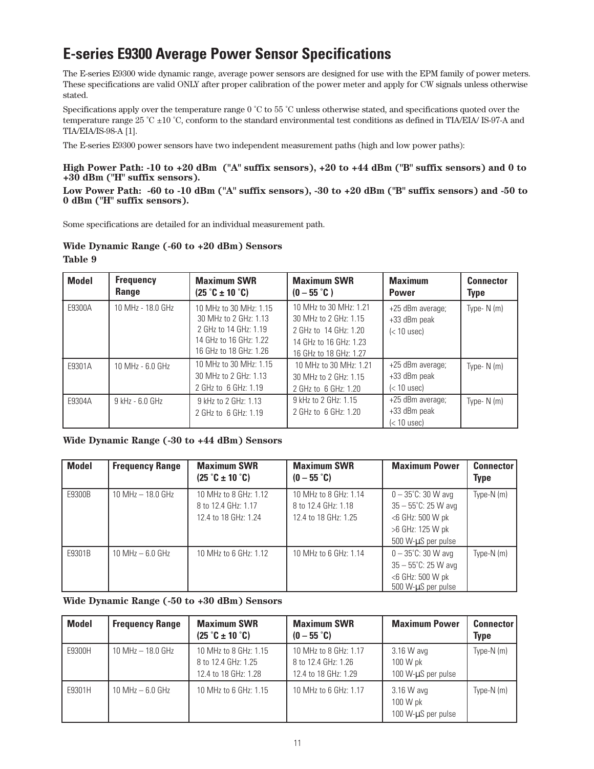# E-series E9300 Average Power Sensor Specifications

The E-series E9300 wide dynamic range, average power sensors are designed for use with the EPM family of power meters. These specifications are valid ONLY after proper calibration of the power meter and apply for CW signals unless otherwise stated.

Specifications apply over the temperature range 0 ˚C to 55 ˚C unless otherwise stated, and specifications quoted over the temperature range 25 ˚C ±10 ˚C, conform to the standard environmental test conditions as defined in TIA/EIA/ IS-97-A and TIA/EIA/IS-98-A [1].

The E-series E9300 power sensors have two independent measurement paths (high and low power paths):

**High Power Path: -10 to +20 dBm ("A" suffix sensors), +20 to +44 dBm ("B" suffix sensors) and 0 to +30 dBm ("H" suffix sensors).**

**Low Power Path: -60 to -10 dBm ("A" suffix sensors), -30 to +20 dBm ("B" suffix sensors) and -50 to 0 dBm ("H" suffix sensors).**

Some specifications are detailed for an individual measurement path.

**Wide Dynamic Range (-60 to +20 dBm) Sensors**

**Table 9**

| Model | Frequency Range | Maximum SWR (25 ˚C ± 10 ˚C) | Maximum SWR (0 – 55 ˚C ) | Maximum Power | Connector Type |
|---|---|---|---|---|---|
| E9300A | 10 MHz - 18.0 GHz | 10 MHz to 30 MHz: 1.15<br>30 MHz to 2 GHz: 1.13<br>2 GHz to 14 GHz: 1.19<br>14 GHz to 16 GHz: 1.22<br>16 GHz to 18 GHz: 1.26 | 10 MHz to 30 MHz: 1.21<br>30 MHz to 2 GHz: 1.15<br>2 GHz to 14 GHz: 1.20<br>14 GHz to 16 GHz: 1.23<br>16 GHz to 18 GHz: 1.27 | +25 dBm average;<br>+33 dBm peak<br>(< 10 usec) | Type- N (m) |
| E9301A | 10 MHz - 6.0 GHz | 10 MHz to 30 MHz: 1.15<br>30 MHz to 2 GHz: 1.13<br>2 GHz to 6 GHz: 1.19 | 10 MHz to 30 MHz: 1.21<br>30 MHz to 2 GHz: 1.15<br>2 GHz to 6 GHz: 1.20 | +25 dBm average;<br>+33 dBm peak<br>(< 10 usec) | Type- N (m) |
| E9304A | 9 kHz - 6.0 GHz | 9 kHz to 2 GHz: 1.13<br>2 GHz to 6 GHz: 1.19 | 9 kHz to 2 GHz: 1.15<br>2 GHz to 6 GHz: 1.20 | +25 dBm average;<br>+33 dBm peak<br>(< 10 usec) | Type- N (m) |

**Wide Dynamic Range (-30 to +44 dBm) Sensors**

| Model | Frequency Range | Maximum SWR (25 ˚C ± 10 ˚C) | Maximum SWR (0 – 55 ˚C) | Maximum Power | Connector Type |
|---|---|---|---|---|---|
| E9300B | 10 MHz – 18.0 GHz | 10 MHz to 8 GHz: 1.12<br>8 to 12.4 GHz: 1.17<br>12.4 to 18 GHz: 1.24 | 10 MHz to 8 GHz: 1.14<br>8 to 12.4 GHz: 1.18<br>12.4 to 18 GHz: 1.25 | 0 – 35˚C: 30 W avg<br>35 – 55˚C: 25 W avg<br><6 GHz: 500 W pk<br>>6 GHz: 125 W pk<br>500 W-µS per pulse | Type-N (m) |
| E9301B | 10 MHz – 6.0 GHz | 10 MHz to 6 GHz: 1.12 | 10 MHz to 6 GHz: 1.14 | 0 – 35˚C: 30 W avg<br>35 – 55˚C: 25 W avg<br><6 GHz: 500 W pk<br>500 W-µS per pulse | Type-N (m) |

**Wide Dynamic Range (-50 to +30 dBm) Sensors**

| Model | Frequency Range | Maximum SWR (25 ˚C ± 10 ˚C) | Maximum SWR (0 – 55 ˚C) | Maximum Power | Connector Type |
|---|---|---|---|---|---|
| E9300H | 10 MHz – 18.0 GHz | 10 MHz to 8 GHz: 1.15<br>8 to 12.4 GHz: 1.25<br>12.4 to 18 GHz: 1.28 | 10 MHz to 8 GHz: 1.17<br>8 to 12.4 GHz: 1.26<br>12.4 to 18 GHz: 1.29 | 3.16 W avg<br>100 W pk<br>100 W-µS per pulse | Type-N (m) |
| E9301H | 10 MHz – 6.0 GHz | 10 MHz to 6 GHz: 1.15 | 10 MHz to 6 GHz: 1.17 | 3.16 W avg<br>100 W pk<br>100 W-µS per pulse | Type-N (m) |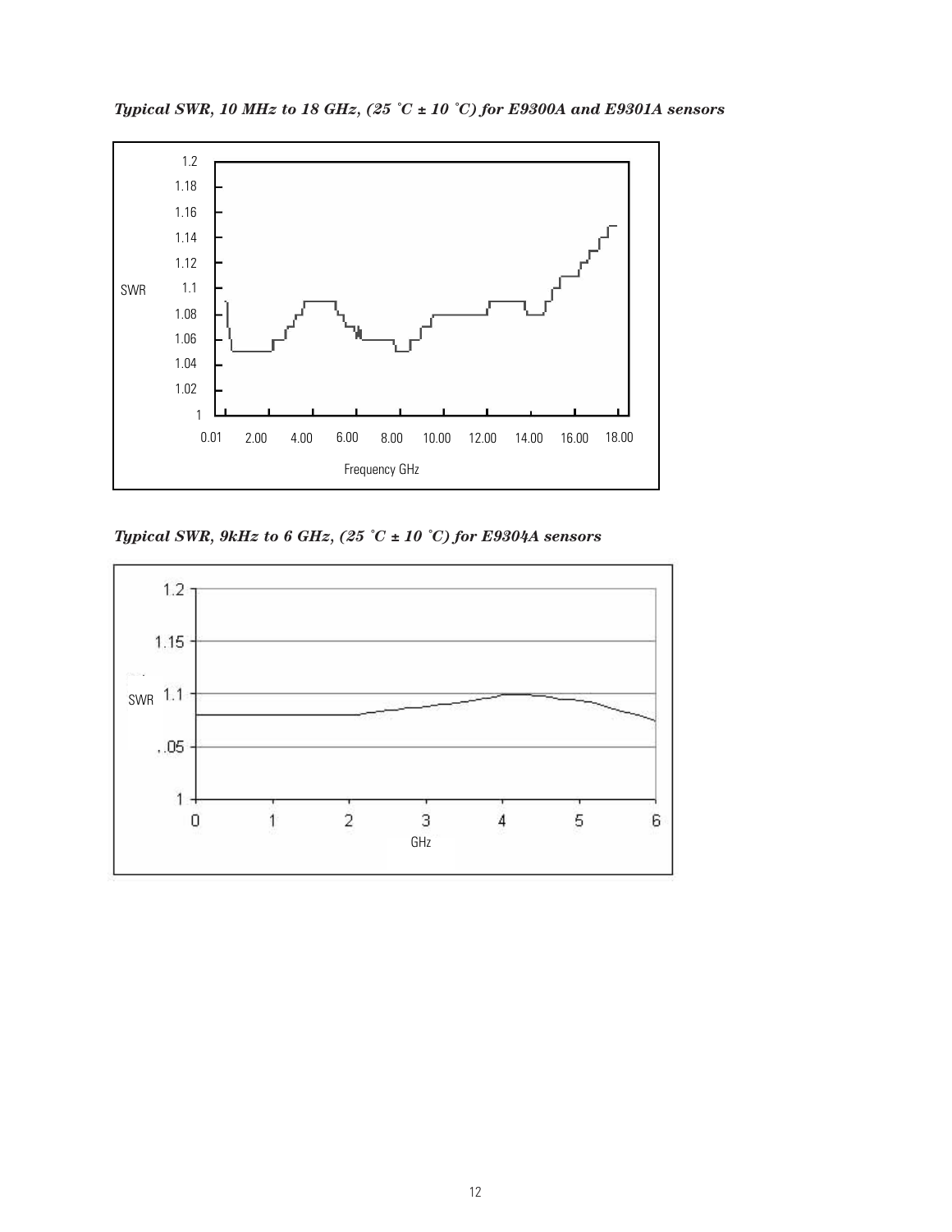*Typical SWR, 10 MHz to 18 GHz, (25 ˚C ± 10 ˚C) for E9300A and E9301A sensors*

*Typical SWR, 9kHz to 6 GHz, (25 ˚C ± 10 ˚C) for E9304A sensors*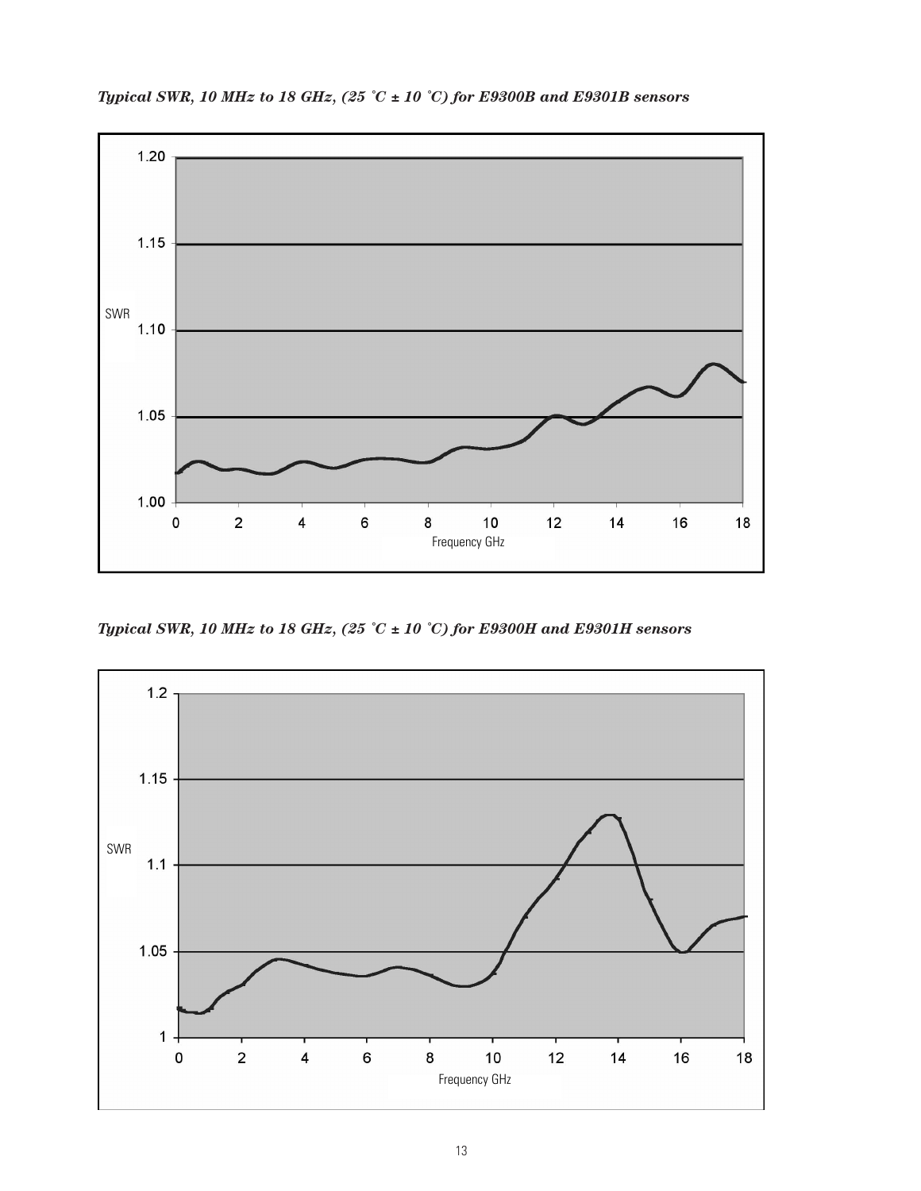*Typical SWR, 10 MHz to 18 GHz, (25 ˚C ± 10 ˚C) for E9300B and E9301B sensors*

*Typical SWR, 10 MHz to 18 GHz, (25 ˚C ± 10 ˚C) for E9300H and E9301H sensors*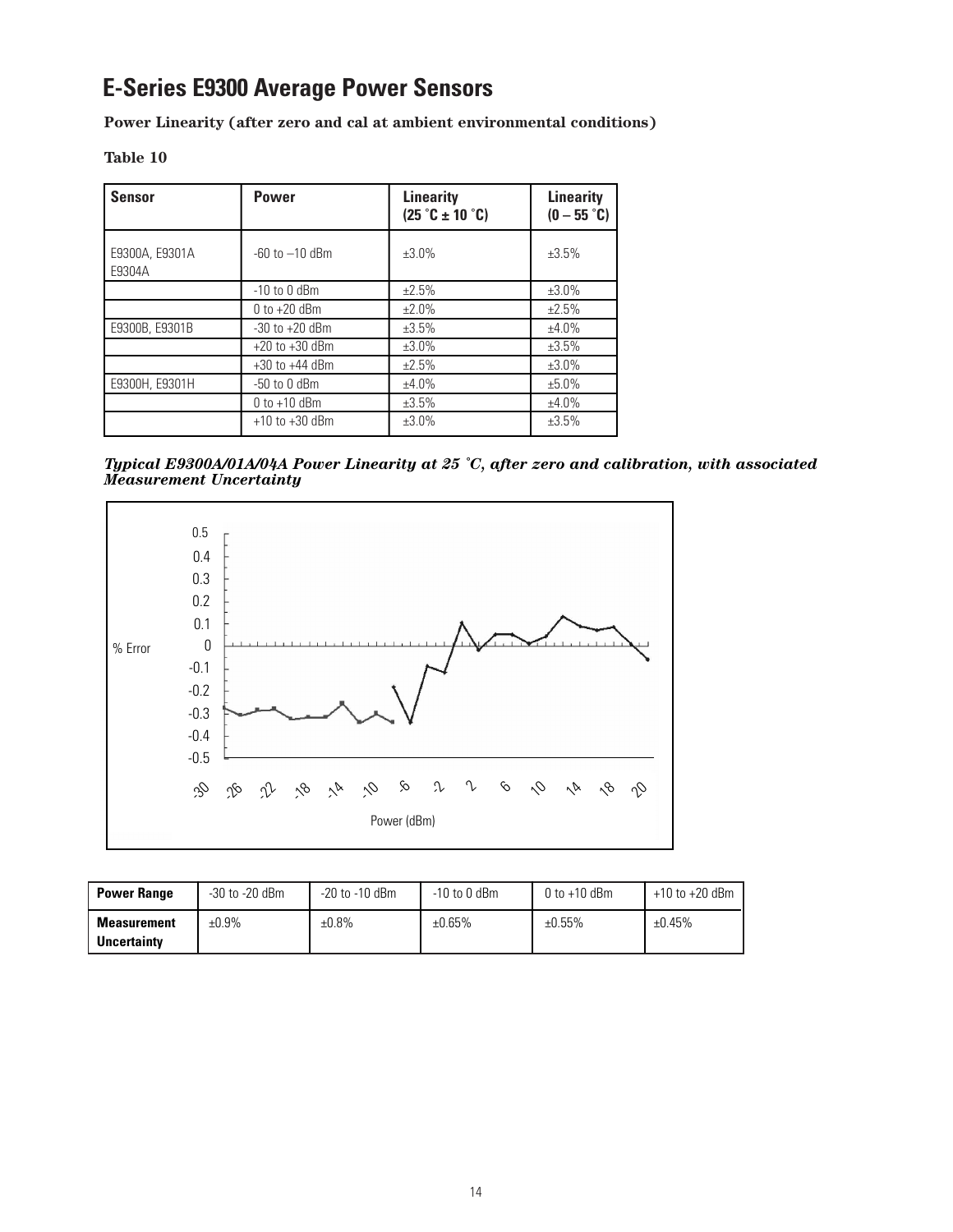# E-Series E9300 Average Power Sensors

**Power Linearity (after zero and cal at ambient environmental conditions)**

**Table 10**

| Sensor | Power | Linearity (25 °C ± 10 °C) | Linearity (0 – 55 °C) |
|---|---|---|---|
| E9300A, E9301A E9304A | -60 to –10 dBm | ±3.0% | ±3.5% |
| | -10 to 0 dBm | ±2.5% | ±3.0% |
| | 0 to +20 dBm | ±2.0% | ±2.5% |
| E9300B, E9301B | -30 to +20 dBm | ±3.5% | ±4.0% |
| | +20 to +30 dBm | ±3.0% | ±3.5% |
| | +30 to +44 dBm | ±2.5% | ±3.0% |
| E9300H, E9301H | -50 to 0 dBm | ±4.0% | ±5.0% |
| | 0 to +10 dBm | ±3.5% | ±4.0% |
| | +10 to +30 dBm | ±3.0% | ±3.5% |

***Typical E9300A/01A/04A Power Linearity at 25 °C, after zero and calibration, with associated Measurement Uncertainty***

| Power Range | -30 to -20 dBm | -20 to -10 dBm | -10 to 0 dBm | 0 to +10 dBm | +10 to +20 dBm |
|---|---|---|---|---|---|
| **Measurement Uncertainty** | ±0.9% | ±0.8% | ±0.65% | ±0.55% | ±0.45% |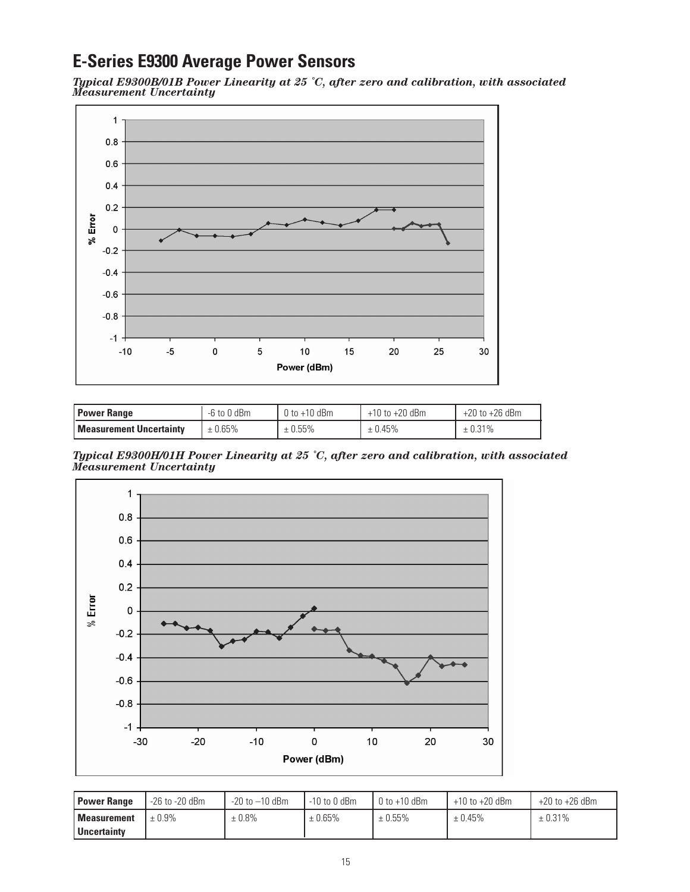# E-Series E9300 Average Power Sensors

***Typical E9300B/01B Power Linearity at 25 ˚C, after zero and calibration, with associated Measurement Uncertainty***

| Power Range | -6 to 0 dBm | 0 to +10 dBm | +10 to +20 dBm | +20 to +26 dBm |
|---|---|---|---|---|
| **Measurement Uncertainty** | ± 0.65% | ± 0.55% | ± 0.45% | ± 0.31% |

***Typical E9300H/01H Power Linearity at 25 ˚C, after zero and calibration, with associated Measurement Uncertainty***

| Power Range | -26 to -20 dBm | -20 to –10 dBm | -10 to 0 dBm | 0 to +10 dBm | +10 to +20 dBm | +20 to +26 dBm |
|---|---|---|---|---|---|---|
| **Measurement Uncertainty** | ± 0.9% | ± 0.8% | ± 0.65% | ± 0.55% | ± 0.45% | ± 0.31% |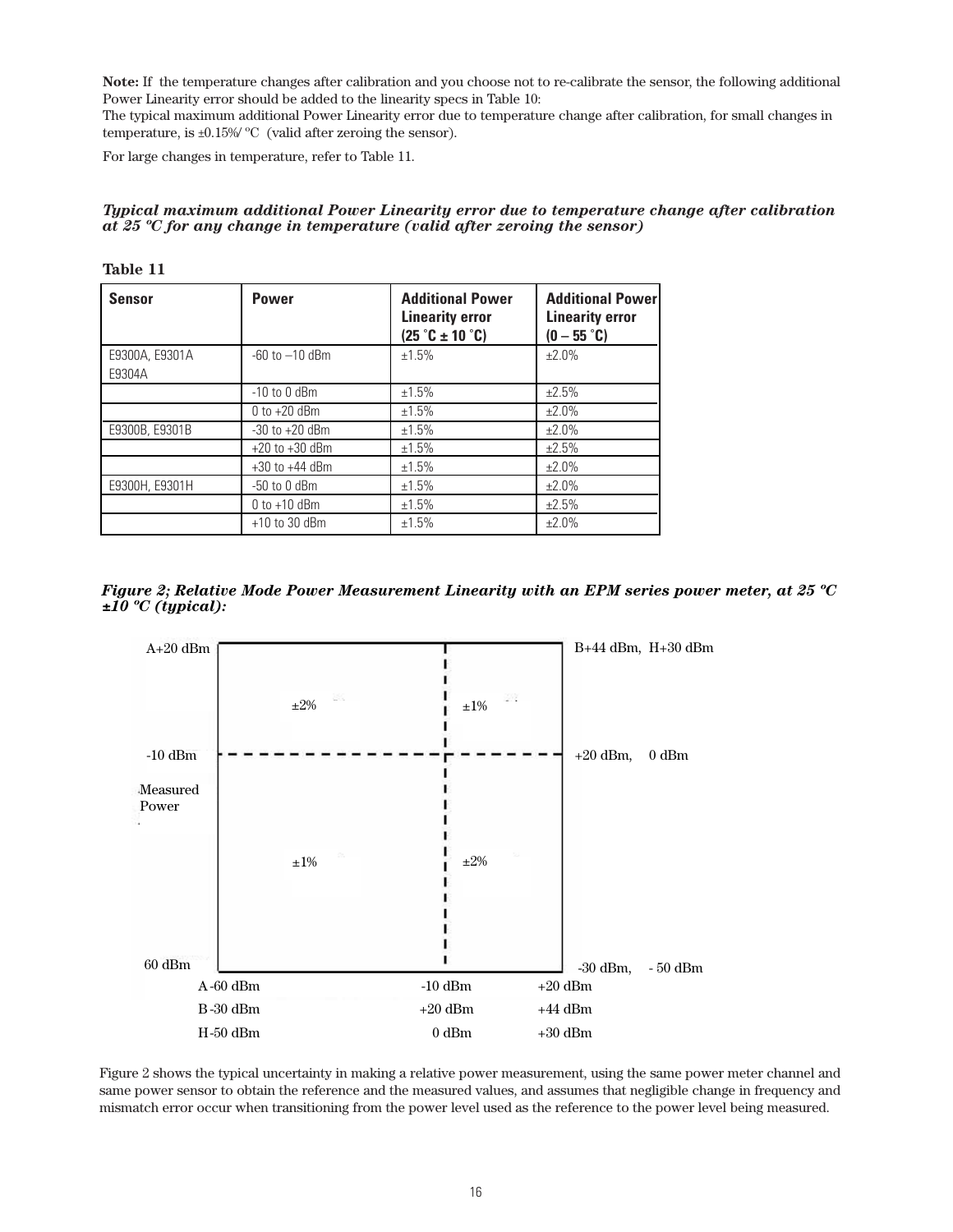**Note:** If the temperature changes after calibration and you choose not to re-calibrate the sensor, the following additional Power Linearity error should be added to the linearity specs in Table 10:
The typical maximum additional Power Linearity error due to temperature change after calibration, for small changes in temperature, is ±0.15%/ ºC (valid after zeroing the sensor).

For large changes in temperature, refer to Table 11.

***Typical maximum additional Power Linearity error due to temperature change after calibration at 25 ºC for any change in temperature (valid after zeroing the sensor)***

**Table 11**

| Sensor | Power | Additional Power Linearity error (25 ˚C ± 10 ˚C) | Additional Power Linearity error (0 – 55 ˚C) |
|---|---|---|---|
| E9300A, E9301A E9304A | -60 to –10 dBm | ±1.5% | ±2.0% |
| | -10 to 0 dBm | ±1.5% | ±2.5% |
| | 0 to +20 dBm | ±1.5% | ±2.0% |
| E9300B, E9301B | -30 to +20 dBm | ±1.5% | ±2.0% |
| | +20 to +30 dBm | ±1.5% | ±2.5% |
| | +30 to +44 dBm | ±1.5% | ±2.0% |
| E9300H, E9301H | -50 to 0 dBm | ±1.5% | ±2.0% |
| | 0 to +10 dBm | ±1.5% | ±2.5% |
| | +10 to 30 dBm | ±1.5% | ±2.0% |

***Figure 2; Relative Mode Power Measurement Linearity with an EPM series power meter, at 25 ºC ±10 ºC (typical):***

A+20 dBm | B+44 dBm, H+30 dBm

±2% | ±1%

-10 dBm | +20 dBm, 0 dBm

Measured Power

±1% | ±2%

60 dBm | -30 dBm, - 50 dBm

A -60 dBm | -10 dBm | +20 dBm

B -30 dBm | +20 dBm | +44 dBm

H -50 dBm | 0 dBm | +30 dBm

Figure 2 shows the typical uncertainty in making a relative power measurement, using the same power meter channel and same power sensor to obtain the reference and the measured values, and assumes that negligible change in frequency and mismatch error occur when transitioning from the power level used as the reference to the power level being measured.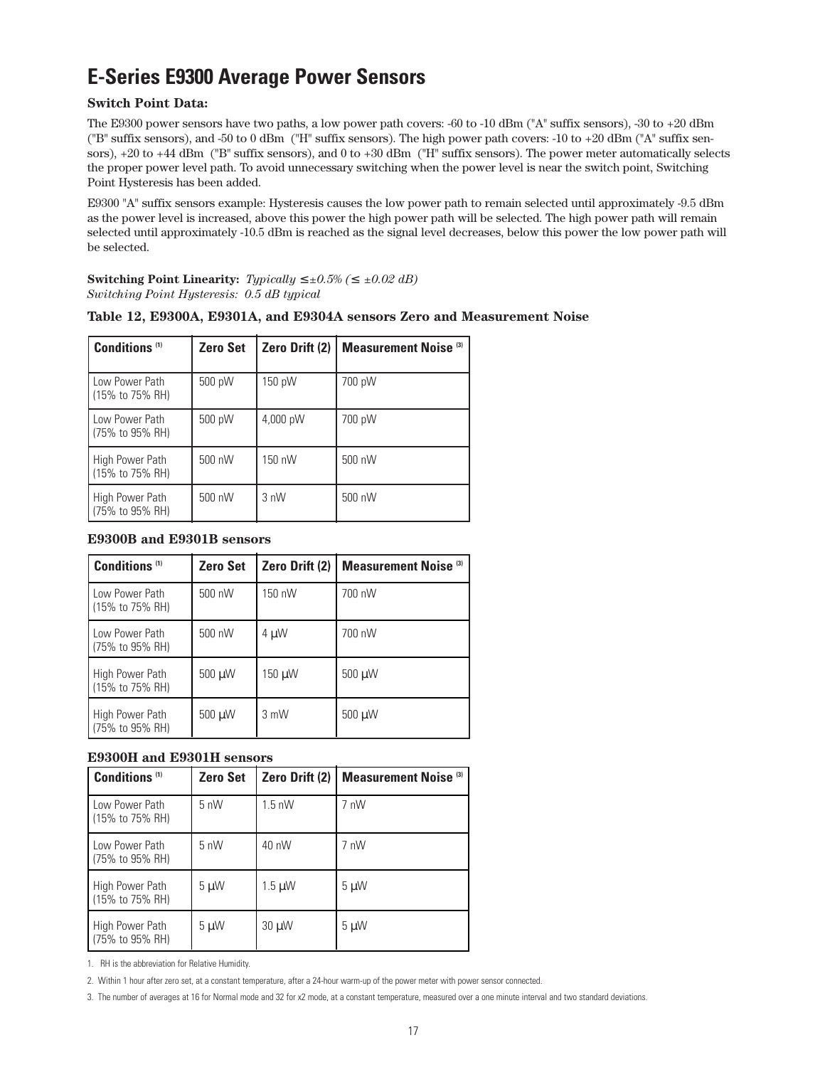# E-Series E9300 Average Power Sensors

**Switch Point Data:**

The E9300 power sensors have two paths, a low power path covers: -60 to -10 dBm ("A" suffix sensors), -30 to +20 dBm ("B" suffix sensors), and -50 to 0 dBm ("H" suffix sensors). The high power path covers: -10 to +20 dBm ("A" suffix sensors), +20 to +44 dBm ("B" suffix sensors), and 0 to +30 dBm ("H" suffix sensors). The power meter automatically selects the proper power level path. To avoid unnecessary switching when the power level is near the switch point, Switching Point Hysteresis has been added.

E9300 "A" suffix sensors example: Hysteresis causes the low power path to remain selected until approximately -9.5 dBm as the power level is increased, above this power the high power path will be selected. The high power path will remain selected until approximately -10.5 dBm is reached as the signal level decreases, below this power the low power path will be selected.

**Switching Point Linearity:** *Typically ≤±0.5% (≤ ±0.02 dB)*
*Switching Point Hysteresis: 0.5 dB typical*

**Table 12, E9300A, E9301A, and E9304A sensors Zero and Measurement Noise**

| Conditions [1] | Zero Set | Zero Drift (2) | Measurement Noise [3] |
|---|---|---|---|
| Low Power Path (15% to 75% RH) | 500 pW | 150 pW | 700 pW |
| Low Power Path (75% to 95% RH) | 500 pW | 4,000 pW | 700 pW |
| High Power Path (15% to 75% RH) | 500 nW | 150 nW | 500 nW |
| High Power Path (75% to 95% RH) | 500 nW | 3 nW | 500 nW |

**E9300B and E9301B sensors**

| Conditions [1] | Zero Set | Zero Drift (2) | Measurement Noise [3] |
|---|---|---|---|
| Low Power Path (15% to 75% RH) | 500 nW | 150 nW | 700 nW |
| Low Power Path (75% to 95% RH) | 500 nW | 4 µW | 700 nW |
| High Power Path (15% to 75% RH) | 500 µW | 150 µW | 500 µW |
| High Power Path (75% to 95% RH) | 500 µW | 3 mW | 500 µW |

**E9300H and E9301H sensors**

| Conditions [1] | Zero Set | Zero Drift (2) | Measurement Noise [3] |
|---|---|---|---|
| Low Power Path (15% to 75% RH) | 5 nW | 1.5 nW | 7 nW |
| Low Power Path (75% to 95% RH) | 5 nW | 40 nW | 7 nW |
| High Power Path (15% to 75% RH) | 5 µW | 1.5 µW | 5 µW |
| High Power Path (75% to 95% RH) | 5 µW | 30 µW | 5 µW |

1. RH is the abbreviation for Relative Humidity.

2. Within 1 hour after zero set, at a constant temperature, after a 24-hour warm-up of the power meter with power sensor connected.

3. The number of averages at 16 for Normal mode and 32 for x2 mode, at a constant temperature, measured over a one minute interval and two standard deviations.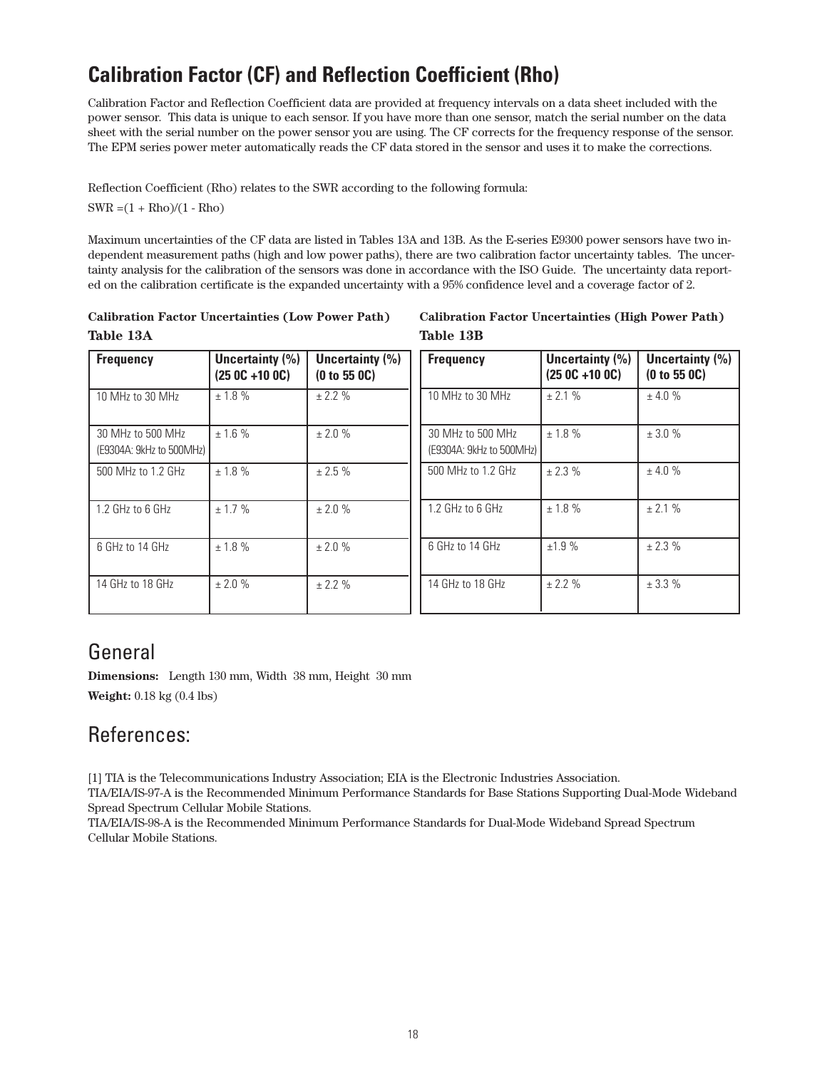# Calibration Factor (CF) and Reflection Coefficient (Rho)

Calibration Factor and Reflection Coefficient data are provided at frequency intervals on a data sheet included with the power sensor. This data is unique to each sensor. If you have more than one sensor, match the serial number on the data sheet with the serial number on the power sensor you are using. The CF corrects for the frequency response of the sensor. The EPM series power meter automatically reads the CF data stored in the sensor and uses it to make the corrections.

Reflection Coefficient (Rho) relates to the SWR according to the following formula:

SWR =(1 + Rho)/(1 - Rho)

Maximum uncertainties of the CF data are listed in Tables 13A and 13B. As the E-series E9300 power sensors have two independent measurement paths (high and low power paths), there are two calibration factor uncertainty tables. The uncertainty analysis for the calibration of the sensors was done in accordance with the ISO Guide. The uncertainty data reported on the calibration certificate is the expanded uncertainty with a 95% confidence level and a coverage factor of 2.

**Calibration Factor Uncertainties (Low Power Path)**
**Table 13A**

| Frequency | Uncertainty (%) (25 0C +10 0C) | Uncertainty (%) (0 to 55 0C) |
|---|---|---|
| 10 MHz to 30 MHz | ± 1.8 % | ± 2.2 % |
| 30 MHz to 500 MHz (E9304A: 9kHz to 500MHz) | ± 1.6 % | ± 2.0 % |
| 500 MHz to 1.2 GHz | ± 1.8 % | ± 2.5 % |
| 1.2 GHz to 6 GHz | ± 1.7 % | ± 2.0 % |
| 6 GHz to 14 GHz | ± 1.8 % | ± 2.0 % |
| 14 GHz to 18 GHz | ± 2.0 % | ± 2.2 % |

**Calibration Factor Uncertainties (High Power Path)**
**Table 13B**

| Frequency | Uncertainty (%) (25 0C +10 0C) | Uncertainty (%) (0 to 55 0C) |
|---|---|---|
| 10 MHz to 30 MHz | ± 2.1 % | ± 4.0 % |
| 30 MHz to 500 MHz (E9304A: 9kHz to 500MHz) | ± 1.8 % | ± 3.0 % |
| 500 MHz to 1.2 GHz | ± 2.3 % | ± 4.0 % |
| 1.2 GHz to 6 GHz | ± 1.8 % | ± 2.1 % |
| 6 GHz to 14 GHz | ±1.9 % | ± 2.3 % |
| 14 GHz to 18 GHz | ± 2.2 % | ± 3.3 % |

## General

**Dimensions:** Length 130 mm, Width 38 mm, Height 30 mm

**Weight:** 0.18 kg (0.4 lbs)

## References:

[1] TIA is the Telecommunications Industry Association; EIA is the Electronic Industries Association.
TIA/EIA/IS-97-A is the Recommended Minimum Performance Standards for Base Stations Supporting Dual-Mode Wideband Spread Spectrum Cellular Mobile Stations.
TIA/EIA/IS-98-A is the Recommended Minimum Performance Standards for Dual-Mode Wideband Spread Spectrum Cellular Mobile Stations.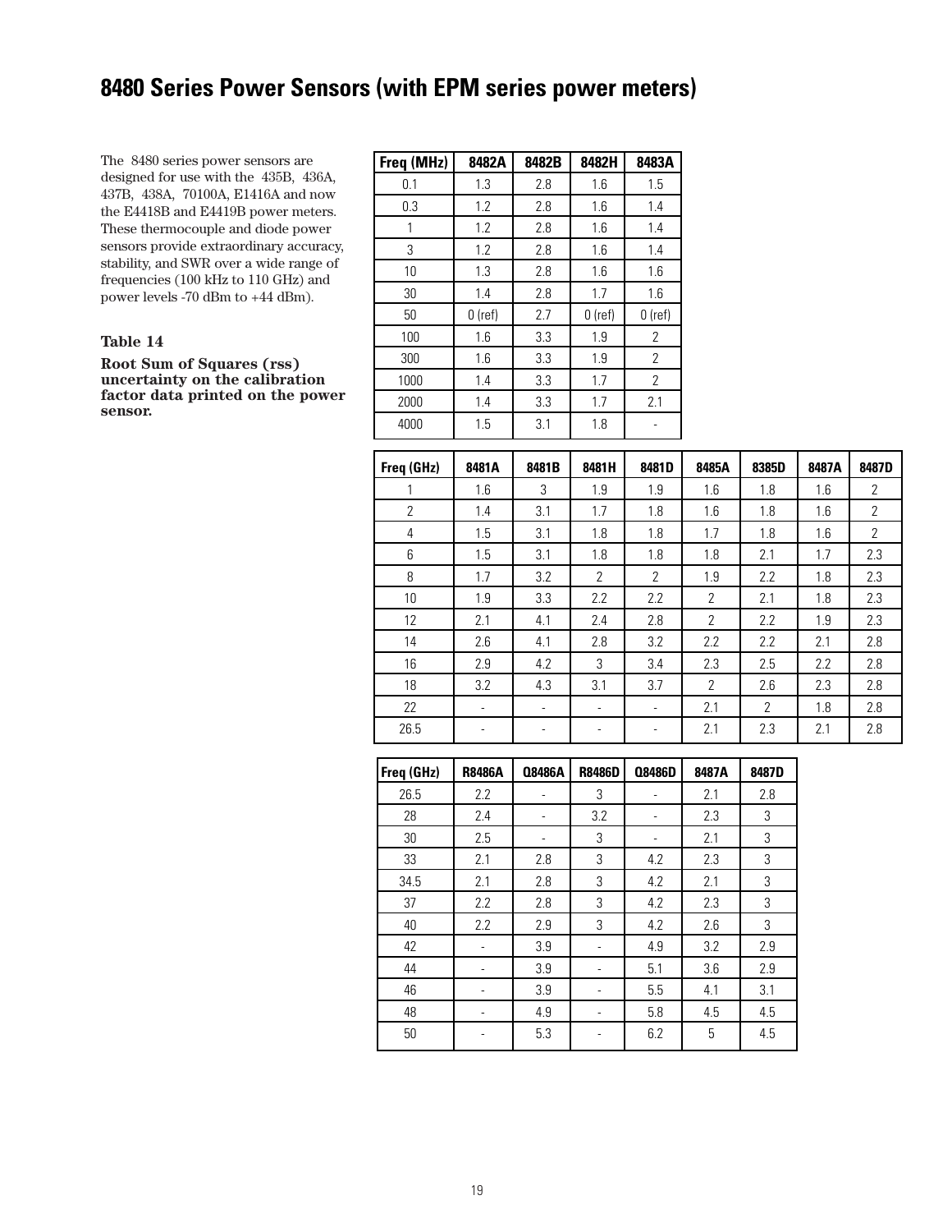# 8480 Series Power Sensors (with EPM series power meters)

The 8480 series power sensors are designed for use with the 435B, 436A, 437B, 438A, 70100A, E1416A and now the E4418B and E4419B power meters. These thermocouple and diode power sensors provide extraordinary accuracy, stability, and SWR over a wide range of frequencies (100 kHz to 110 GHz) and power levels -70 dBm to +44 dBm).

**Table 14**

**Root Sum of Squares (rss) uncertainty on the calibration factor data printed on the power sensor.**

| Freq (MHz) | 8482A | 8482B | 8482H | 8483A |
|---|---|---|---|---|
| 0.1 | 1.3 | 2.8 | 1.6 | 1.5 |
| 0.3 | 1.2 | 2.8 | 1.6 | 1.4 |
| 1 | 1.2 | 2.8 | 1.6 | 1.4 |
| 3 | 1.2 | 2.8 | 1.6 | 1.4 |
| 10 | 1.3 | 2.8 | 1.6 | 1.6 |
| 30 | 1.4 | 2.8 | 1.7 | 1.6 |
| 50 | 0 (ref) | 2.7 | 0 (ref) | 0 (ref) |
| 100 | 1.6 | 3.3 | 1.9 | 2 |
| 300 | 1.6 | 3.3 | 1.9 | 2 |
| 1000 | 1.4 | 3.3 | 1.7 | 2 |
| 2000 | 1.4 | 3.3 | 1.7 | 2.1 |
| 4000 | 1.5 | 3.1 | 1.8 | - |

| Freq (GHz) | 8481A | 8481B | 8481H | 8481D | 8485A | 8385D | 8487A | 8487D |
|---|---|---|---|---|---|---|---|---|
| 1 | 1.6 | 3 | 1.9 | 1.9 | 1.6 | 1.8 | 1.6 | 2 |
| 2 | 1.4 | 3.1 | 1.7 | 1.8 | 1.6 | 1.8 | 1.6 | 2 |
| 4 | 1.5 | 3.1 | 1.8 | 1.8 | 1.7 | 1.8 | 1.6 | 2 |
| 6 | 1.5 | 3.1 | 1.8 | 1.8 | 1.8 | 2.1 | 1.7 | 2.3 |
| 8 | 1.7 | 3.2 | 2 | 2 | 1.9 | 2.2 | 1.8 | 2.3 |
| 10 | 1.9 | 3.3 | 2.2 | 2.2 | 2 | 2.1 | 1.8 | 2.3 |
| 12 | 2.1 | 4.1 | 2.4 | 2.8 | 2 | 2.2 | 1.9 | 2.3 |
| 14 | 2.6 | 4.1 | 2.8 | 3.2 | 2.2 | 2.2 | 2.1 | 2.8 |
| 16 | 2.9 | 4.2 | 3 | 3.4 | 2.3 | 2.5 | 2.2 | 2.8 |
| 18 | 3.2 | 4.3 | 3.1 | 3.7 | 2 | 2.6 | 2.3 | 2.8 |
| 22 | - | - | - | - | 2.1 | 2 | 1.8 | 2.8 |
| 26.5 | - | - | - | - | 2.1 | 2.3 | 2.1 | 2.8 |

| Freq (GHz) | R8486A | Q8486A | R8486D | Q8486D | 8487A | 8487D |
|---|---|---|---|---|---|---|
| 26.5 | 2.2 | - | 3 | - | 2.1 | 2.8 |
| 28 | 2.4 | - | 3.2 | - | 2.3 | 3 |
| 30 | 2.5 | - | 3 | - | 2.1 | 3 |
| 33 | 2.1 | 2.8 | 3 | 4.2 | 2.3 | 3 |
| 34.5 | 2.1 | 2.8 | 3 | 4.2 | 2.1 | 3 |
| 37 | 2.2 | 2.8 | 3 | 4.2 | 2.3 | 3 |
| 40 | 2.2 | 2.9 | 3 | 4.2 | 2.6 | 3 |
| 42 | - | 3.9 | - | 4.9 | 3.2 | 2.9 |
| 44 | - | 3.9 | - | 5.1 | 3.6 | 2.9 |
| 46 | - | 3.9 | - | 5.5 | 4.1 | 3.1 |
| 48 | - | 4.9 | - | 5.8 | 4.5 | 4.5 |
| 50 | - | 5.3 | - | 6.2 | 5 | 4.5 |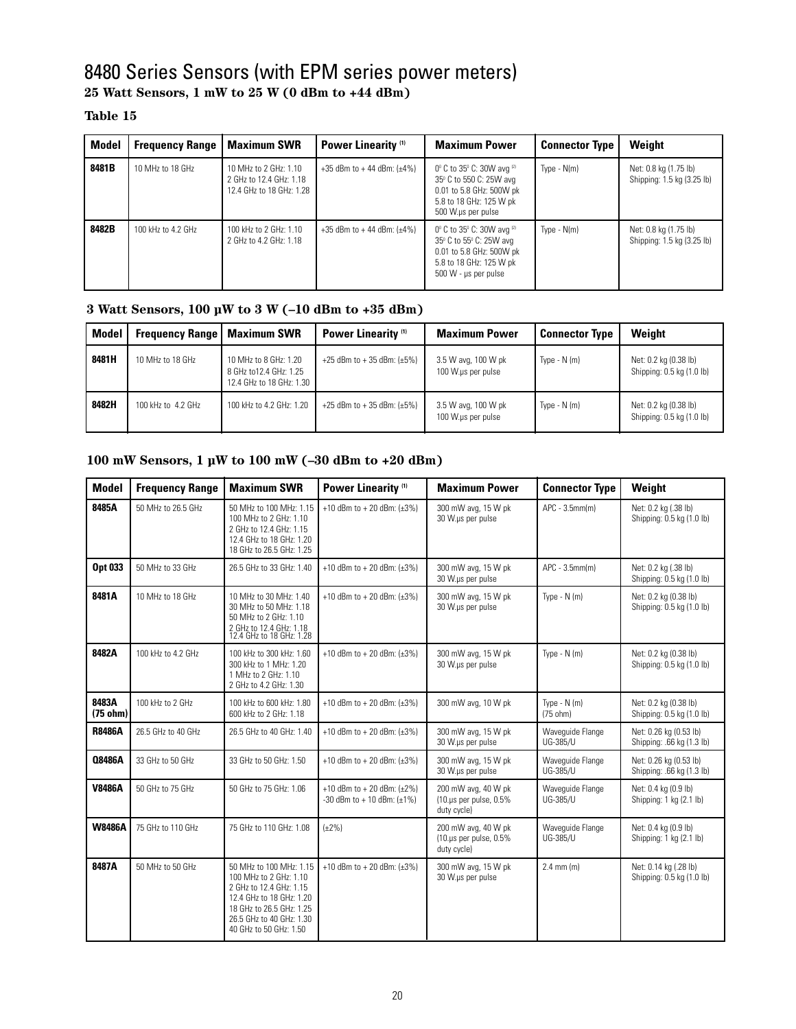# 8480 Series Sensors (with EPM series power meters)

**25 Watt Sensors, 1 mW to 25 W (0 dBm to +44 dBm)**

**Table 15**

| Model | Frequency Range | Maximum SWR | Power Linearity [1] | Maximum Power | Connector Type | Weight |
|---|---|---|---|---|---|---|
| **8481B** | 10 MHz to 18 GHz | 10 MHz to 2 GHz: 1.10<br>2 GHz to 12.4 GHz: 1.18<br>12.4 GHz to 18 GHz: 1.28 | +35 dBm to + 44 dBm: (±4%) | 0° C to 35° C: 30W avg [2]<br>35° C to 550 C: 25W avg<br>0.01 to 5.8 GHz: 500W pk<br>5.8 to 18 GHz: 125 W pk<br>500 W.µs per pulse | Type - N(m) | Net: 0.8 kg (1.75 lb)<br>Shipping: 1.5 kg (3.25 lb) |
| **8482B** | 100 kHz to 4.2 GHz | 100 kHz to 2 GHz: 1.10<br>2 GHz to 4.2 GHz: 1.18 | +35 dBm to + 44 dBm: (±4%) | 0° C to 35° C: 30W avg [2]<br>35° C to 55° C: 25W avg<br>0.01 to 5.8 GHz: 500W pk<br>5.8 to 18 GHz: 125 W pk<br>500 W - µs per pulse | Type - N(m) | Net: 0.8 kg (1.75 lb)<br>Shipping: 1.5 kg (3.25 lb) |

**3 Watt Sensors, 100 µW to 3 W (–10 dBm to +35 dBm)**

| Model | Frequency Range | Maximum SWR | Power Linearity [1] | Maximum Power | Connector Type | Weight |
|---|---|---|---|---|---|---|
| **8481H** | 10 MHz to 18 GHz | 10 MHz to 8 GHz: 1.20<br>8 GHz to12.4 GHz: 1.25<br>12.4 GHz to 18 GHz: 1.30 | +25 dBm to + 35 dBm: (±5%) | 3.5 W avg, 100 W pk<br>100 W.µs per pulse | Type - N (m) | Net: 0.2 kg (0.38 lb)<br>Shipping: 0.5 kg (1.0 lb) |
| **8482H** | 100 kHz to 4.2 GHz | 100 kHz to 4.2 GHz: 1.20 | +25 dBm to + 35 dBm: (±5%) | 3.5 W avg, 100 W pk<br>100 W.µs per pulse | Type - N (m) | Net: 0.2 kg (0.38 lb)<br>Shipping: 0.5 kg (1.0 lb) |

**100 mW Sensors, 1 µW to 100 mW (–30 dBm to +20 dBm)**

| Model | Frequency Range | Maximum SWR | Power Linearity [1] | Maximum Power | Connector Type | Weight |
|---|---|---|---|---|---|---|
| **8485A** | 50 MHz to 26.5 GHz | 50 MHz to 100 MHz: 1.15<br>100 MHz to 2 GHz: 1.10<br>2 GHz to 12.4 GHz: 1.15<br>12.4 GHz to 18 GHz: 1.20<br>18 GHz to 26.5 GHz: 1.25 | +10 dBm to + 20 dBm: (±3%) | 300 mW avg, 15 W pk<br>30 W.µs per pulse | APC - 3.5mm(m) | Net: 0.2 kg (.38 lb)<br>Shipping: 0.5 kg (1.0 lb) |
| **Opt 033** | 50 MHz to 33 GHz | 26.5 GHz to 33 GHz: 1.40 | +10 dBm to + 20 dBm: (±3%) | 300 mW avg, 15 W pk<br>30 W.µs per pulse | APC - 3.5mm(m) | Net: 0.2 kg (.38 lb)<br>Shipping: 0.5 kg (1.0 lb) |
| **8481A** | 10 MHz to 18 GHz | 10 MHz to 30 MHz: 1.40<br>30 MHz to 50 MHz: 1.18<br>50 MHz to 2 GHz: 1.10<br>2 GHz to 12.4 GHz: 1.18<br>12.4 GHz to 18 GHz: 1.28 | +10 dBm to + 20 dBm: (±3%) | 300 mW avg, 15 W pk<br>30 W.µs per pulse | Type - N (m) | Net: 0.2 kg (0.38 lb)<br>Shipping: 0.5 kg (1.0 lb) |
| **8482A** | 100 kHz to 4.2 GHz | 100 kHz to 300 kHz: 1.60<br>300 kHz to 1 MHz: 1.20<br>1 MHz to 2 GHz: 1.10<br>2 GHz to 4.2 GHz: 1.30 | +10 dBm to + 20 dBm: (±3%) | 300 mW avg, 15 W pk<br>30 W.µs per pulse | Type - N (m) | Net: 0.2 kg (0.38 lb)<br>Shipping: 0.5 kg (1.0 lb) |
| **8483A (75 ohm)** | 100 kHz to 2 GHz | 100 kHz to 600 kHz: 1.80<br>600 kHz to 2 GHz: 1.18 | +10 dBm to + 20 dBm: (±3%) | 300 mW avg, 10 W pk | Type - N (m)<br>(75 ohm) | Net: 0.2 kg (0.38 lb)<br>Shipping: 0.5 kg (1.0 lb) |
| **R8486A** | 26.5 GHz to 40 GHz | 26.5 GHz to 40 GHz: 1.40 | +10 dBm to + 20 dBm: (±3%) | 300 mW avg, 15 W pk<br>30 W.µs per pulse | Waveguide Flange<br>UG-385/U | Net: 0.26 kg (0.53 lb)<br>Shipping: .66 kg (1.3 lb) |
| **Q8486A** | 33 GHz to 50 GHz | 33 GHz to 50 GHz: 1.50 | +10 dBm to + 20 dBm: (±3%) | 300 mW avg, 15 W pk<br>30 W.µs per pulse | Waveguide Flange<br>UG-385/U | Net: 0.26 kg (0.53 lb)<br>Shipping: .66 kg (1.3 lb) |
| **V8486A** | 50 GHz to 75 GHz | 50 GHz to 75 GHz: 1.06 | +10 dBm to + 20 dBm: (±2%)<br>-30 dBm to + 10 dBm: (±1%) | 200 mW avg, 40 W pk<br>(10.µs per pulse, 0.5% duty cycle) | Waveguide Flange<br>UG-385/U | Net: 0.4 kg (0.9 lb)<br>Shipping: 1 kg (2.1 lb) |
| **W8486A** | 75 GHz to 110 GHz | 75 GHz to 110 GHz: 1.08 | (±2%) | 200 mW avg, 40 W pk<br>(10.µs per pulse, 0.5% duty cycle) | Waveguide Flange<br>UG-385/U | Net: 0.4 kg (0.9 lb)<br>Shipping: 1 kg (2.1 lb) |
| **8487A** | 50 MHz to 50 GHz | 50 MHz to 100 MHz: 1.15<br>100 MHz to 2 GHz: 1.10<br>2 GHz to 12.4 GHz: 1.15<br>12.4 GHz to 18 GHz: 1.20<br>18 GHz to 26.5 GHz: 1.25<br>26.5 GHz to 40 GHz: 1.30<br>40 GHz to 50 GHz: 1.50 | +10 dBm to + 20 dBm: (±3%) | 300 mW avg, 15 W pk<br>30 W.µs per pulse | 2.4 mm (m) | Net: 0.14 kg (.28 lb)<br>Shipping: 0.5 kg (1.0 lb) |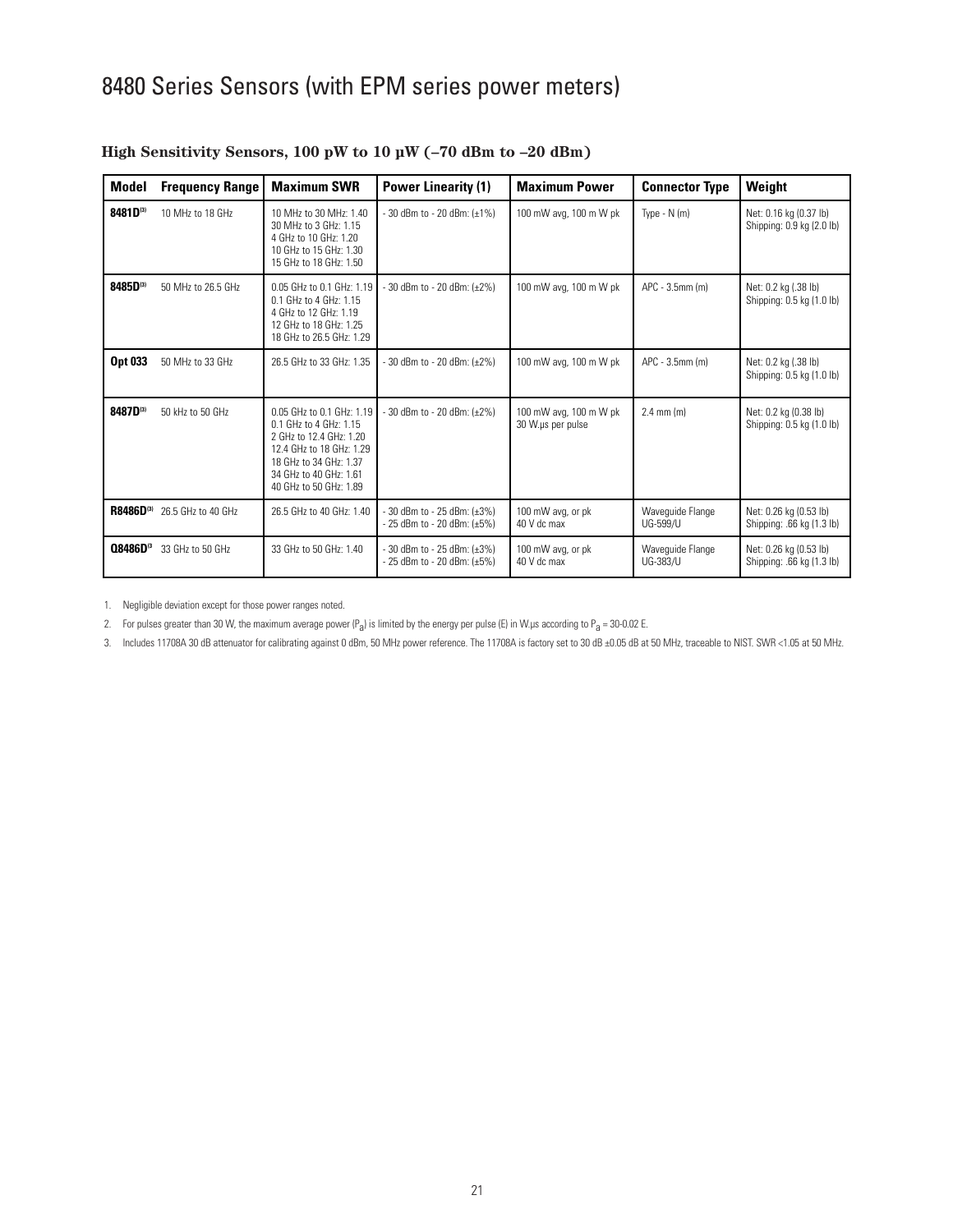# 8480 Series Sensors (with EPM series power meters)

### High Sensitivity Sensors, 100 pW to 10 µW (–70 dBm to –20 dBm)

| Model | Frequency Range | Maximum SWR | Power Linearity (1) | Maximum Power | Connector Type | Weight |
|---|---|---|---|---|---|---|
| **8481D**(3) | 10 MHz to 18 GHz | 10 MHz to 30 MHz: 1.40<br>30 MHz to 3 GHz: 1.15<br>4 GHz to 10 GHz: 1.20<br>10 GHz to 15 GHz: 1.30<br>15 GHz to 18 GHz: 1.50 | - 30 dBm to - 20 dBm: (±1%) | 100 mW avg, 100 m W pk | Type - N (m) | Net: 0.16 kg (0.37 lb)<br>Shipping: 0.9 kg (2.0 lb) |
| **8485D**(3) | 50 MHz to 26.5 GHz | 0.05 GHz to 0.1 GHz: 1.19<br>0.1 GHz to 4 GHz: 1.15<br>4 GHz to 12 GHz: 1.19<br>12 GHz to 18 GHz: 1.25<br>18 GHz to 26.5 GHz: 1.29 | - 30 dBm to - 20 dBm: (±2%) | 100 mW avg, 100 m W pk | APC - 3.5mm (m) | Net: 0.2 kg (.38 lb)<br>Shipping: 0.5 kg (1.0 lb) |
| **Opt 033** | 50 MHz to 33 GHz | 26.5 GHz to 33 GHz: 1.35 | - 30 dBm to - 20 dBm: (±2%) | 100 mW avg, 100 m W pk | APC - 3.5mm (m) | Net: 0.2 kg (.38 lb)<br>Shipping: 0.5 kg (1.0 lb) |
| **8487D**(3) | 50 kHz to 50 GHz | 0.05 GHz to 0.1 GHz: 1.19<br>0.1 GHz to 4 GHz: 1.15<br>2 GHz to 12.4 GHz: 1.20<br>12.4 GHz to 18 GHz: 1.29<br>18 GHz to 34 GHz: 1.37<br>34 GHz to 40 GHz: 1.61<br>40 GHz to 50 GHz: 1.89 | - 30 dBm to - 20 dBm: (±2%) | 100 mW avg, 100 m W pk<br>30 W.µs per pulse | 2.4 mm (m) | Net: 0.2 kg (0.38 lb)<br>Shipping: 0.5 kg (1.0 lb) |
| **R8486D**(3) | 26.5 GHz to 40 GHz | 26.5 GHz to 40 GHz: 1.40 | - 30 dBm to - 25 dBm: (±3%)<br>- 25 dBm to - 20 dBm: (±5%) | 100 mW avg, or pk<br>40 V dc max | Waveguide Flange UG-599/U | Net: 0.26 kg (0.53 lb)<br>Shipping: .66 kg (1.3 lb) |
| **Q8486D**(3 | 33 GHz to 50 GHz | 33 GHz to 50 GHz: 1.40 | - 30 dBm to - 25 dBm: (±3%)<br>- 25 dBm to - 20 dBm: (±5%) | 100 mW avg, or pk<br>40 V dc max | Waveguide Flange UG-383/U | Net: 0.26 kg (0.53 lb)<br>Shipping: .66 kg (1.3 lb) |

1. Negligible deviation except for those power ranges noted.
2. For pulses greater than 30 W, the maximum average power ($P_a$) is limited by the energy per pulse (E) in W.µs according to $P_a$ = 30-0.02 E.
3. Includes 11708A 30 dB attenuator for calibrating against 0 dBm, 50 MHz power reference. The 11708A is factory set to 30 dB ±0.05 dB at 50 MHz, traceable to NIST. SWR <1.05 at 50 MHz.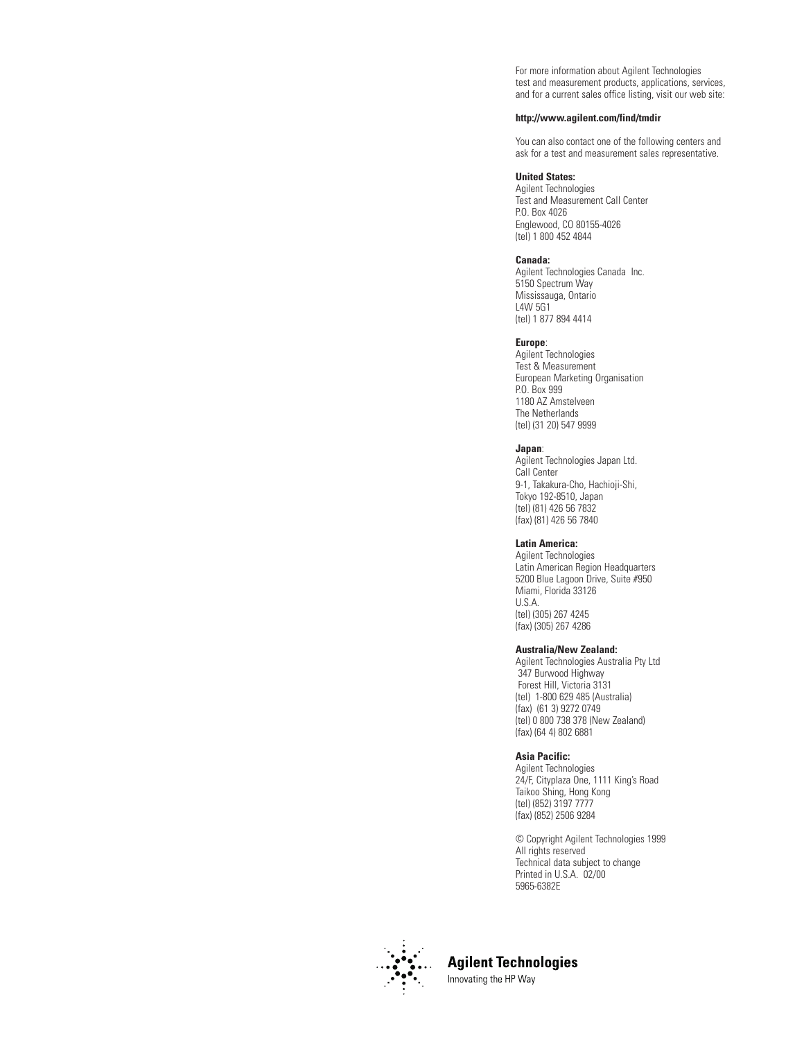For more information about Agilent Technologies test and measurement products, applications, services, and for a current sales office listing, visit our web site:

**http://www.agilent.com/find/tmdir**

You can also contact one of the following centers and ask for a test and measurement sales representative.

**United States:**
Agilent Technologies
Test and Measurement Call Center
P.O. Box 4026
Englewood, CO 80155-4026
(tel) 1 800 452 4844

**Canada:**
Agilent Technologies Canada Inc.
5150 Spectrum Way
Mississauga, Ontario
L4W 5G1
(tel) 1 877 894 4414

**Europe**:
Agilent Technologies
Test & Measurement
European Marketing Organisation
P.O. Box 999
1180 AZ Amstelveen
The Netherlands
(tel) (31 20) 547 9999

**Japan**:
Agilent Technologies Japan Ltd.
Call Center
9-1, Takakura-Cho, Hachioji-Shi,
Tokyo 192-8510, Japan
(tel) (81) 426 56 7832
(fax) (81) 426 56 7840

**Latin America:**
Agilent Technologies
Latin American Region Headquarters
5200 Blue Lagoon Drive, Suite #950
Miami, Florida 33126
U.S.A.
(tel) (305) 267 4245
(fax) (305) 267 4286

**Australia/New Zealand:**
Agilent Technologies Australia Pty Ltd
347 Burwood Highway
Forest Hill, Victoria 3131
(tel) 1-800 629 485 (Australia)
(fax) (61 3) 9272 0749
(tel) 0 800 738 378 (New Zealand)
(fax) (64 4) 802 6881

**Asia Pacific:**
Agilent Technologies
24/F, Cityplaza One, 1111 King's Road
Taikoo Shing, Hong Kong
(tel) (852) 3197 7777
(fax) (852) 2506 9284

© Copyright Agilent Technologies 1999
All rights reserved
Technical data subject to change
Printed in U.S.A. 02/00
5965-6382E

**Agilent Technologies**
Innovating the HP Way